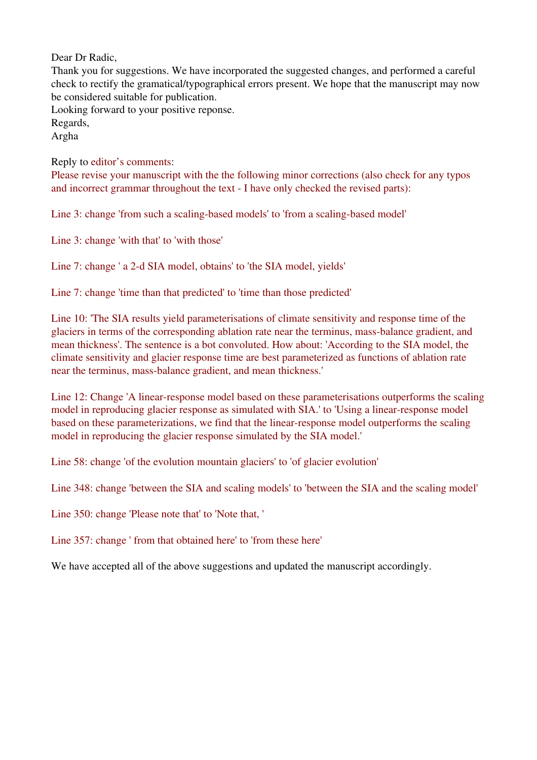Dear Dr Radic,
Thank you for suggestions. We have incorporated the suggested changes, and performed a careful check to rectify the gramatical/typographical errors present. We hope that the manuscript may now be considered suitable for publication.
Looking forward to your positive reponse.
Regards,
Argha

Reply to editor's comments:
Please revise your manuscript with the the following minor corrections (also check for any typos and incorrect grammar throughout the text - I have only checked the revised parts):

Line 3: change 'from such a scaling-based models' to 'from a scaling-based model'

Line 3: change 'with that' to 'with those'

Line 7: change ' a 2-d SIA model, obtains' to 'the SIA model, yields'

Line 7: change 'time than that predicted' to 'time than those predicted'

Line 10: 'The SIA results yield parameterisations of climate sensitivity and response time of the glaciers in terms of the corresponding ablation rate near the terminus, mass-balance gradient, and mean thickness'. The sentence is a bot convoluted. How about: 'According to the SIA model, the climate sensitivity and glacier response time are best parameterized as functions of ablation rate near the terminus, mass-balance gradient, and mean thickness.'

Line 12: Change 'A linear-response model based on these parameterisations outperforms the scaling model in reproducing glacier response as simulated with SIA.' to 'Using a linear-response model based on these parameterizations, we find that the linear-response model outperforms the scaling model in reproducing the glacier response simulated by the SIA model.'

Line 58: change 'of the evolution mountain glaciers' to 'of glacier evolution'

Line 348: change 'between the SIA and scaling models' to 'between the SIA and the scaling model'

Line 350: change 'Please note that' to 'Note that, '

Line 357: change ' from that obtained here' to 'from these here'

We have accepted all of the above suggestions and updated the manuscript accordingly.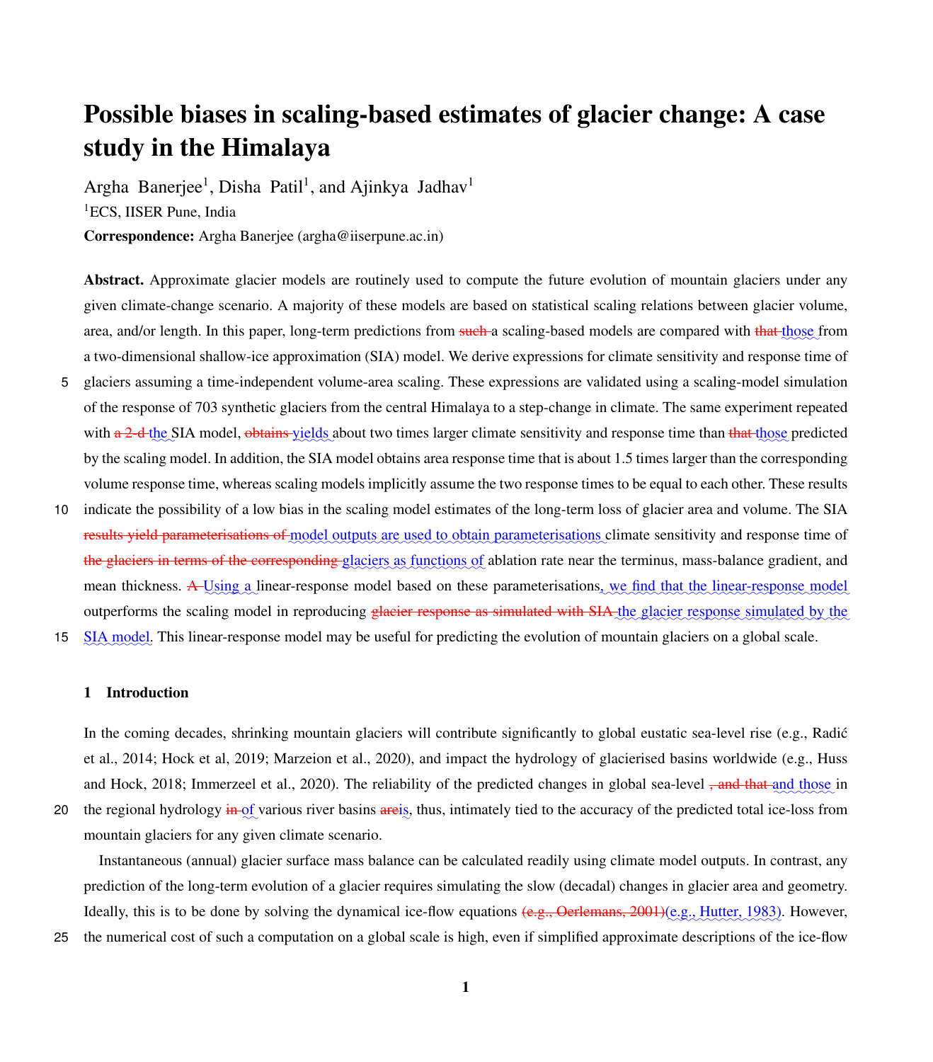# Possible biases in scaling-based estimates of glacier change: A case study in the Himalaya

Argha Banerjee[1], Disha Patil[1], and Ajinkya Jadhav[1]

[1]ECS, IISER Pune, India

**Correspondence:** Argha Banerjee (argha@iiserpune.ac.in)

**Abstract.** Approximate glacier models are routinely used to compute the future evolution of mountain glaciers under any given climate-change scenario. A majority of these models are based on statistical scaling relations between glacier volume, area, and/or length. In this paper, long-term predictions from ~~such~~ a scaling-based models are compared with ~~that~~ those from a two-dimensional shallow-ice approximation (SIA) model. We derive expressions for climate sensitivity and response time of glaciers assuming a time-independent volume-area scaling. These expressions are validated using a scaling-model simulation of the response of 703 synthetic glaciers from the central Himalaya to a step-change in climate. The same experiment repeated with ~~a 2-d~~ the SIA model, ~~obtains~~ yields about two times larger climate sensitivity and response time than ~~that~~ those predicted by the scaling model. In addition, the SIA model obtains area response time that is about 1.5 times larger than the corresponding volume response time, whereas scaling models implicitly assume the two response times to be equal to each other. These results indicate the possibility of a low bias in the scaling model estimates of the long-term loss of glacier area and volume. The SIA ~~results yield parameterisations of~~ model outputs are used to obtain parameterisations climate sensitivity and response time of ~~the glaciers in terms of the corresponding~~ glaciers as functions of ablation rate near the terminus, mass-balance gradient, and mean thickness. ~~A~~ Using a linear-response model based on these parameterisations, we find that the linear-response model outperforms the scaling model in reproducing ~~glacier response as simulated with SIA~~ the glacier response simulated by the SIA model. This linear-response model may be useful for predicting the evolution of mountain glaciers on a global scale.

## 1 Introduction

In the coming decades, shrinking mountain glaciers will contribute significantly to global eustatic sea-level rise (e.g., Radić et al., 2014; Hock et al, 2019; Marzeion et al., 2020), and impact the hydrology of glacierised basins worldwide (e.g., Huss and Hock, 2018; Immerzeel et al., 2020). The reliability of the predicted changes in global sea-level ~~, and that~~ and those in the regional hydrology ~~in~~ of various river basins ~~are~~is, thus, intimately tied to the accuracy of the predicted total ice-loss from mountain glaciers for any given climate scenario.

Instantaneous (annual) glacier surface mass balance can be calculated readily using climate model outputs. In contrast, any prediction of the long-term evolution of a glacier requires simulating the slow (decadal) changes in glacier area and geometry. Ideally, this is to be done by solving the dynamical ice-flow equations ~~(e.g., Oerlemans, 2001)~~(e.g., Hutter, 1983). However, the numerical cost of such a computation on a global scale is high, even if simplified approximate descriptions of the ice-flow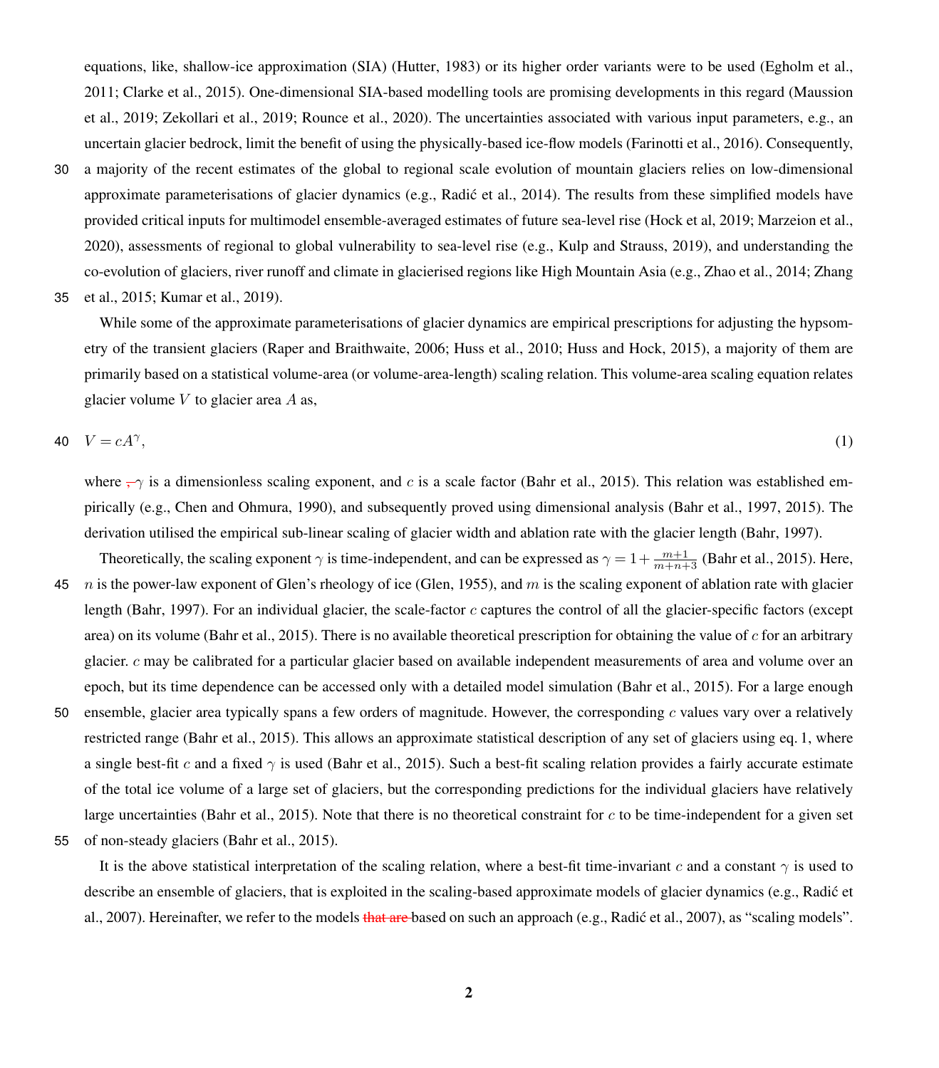equations, like, shallow-ice approximation (SIA) (Hutter, 1983) or its higher order variants were to be used (Egholm et al., 2011; Clarke et al., 2015). One-dimensional SIA-based modelling tools are promising developments in this regard (Maussion et al., 2019; Zekollari et al., 2019; Rounce et al., 2020). The uncertainties associated with various input parameters, e.g., an uncertain glacier bedrock, limit the benefit of using the physically-based ice-flow models (Farinotti et al., 2016). Consequently, a majority of the recent estimates of the global to regional scale evolution of mountain glaciers relies on low-dimensional approximate parameterisations of glacier dynamics (e.g., Radić et al., 2014). The results from these simplified models have provided critical inputs for multimodel ensemble-averaged estimates of future sea-level rise (Hock et al, 2019; Marzeion et al., 2020), assessments of regional to global vulnerability to sea-level rise (e.g., Kulp and Strauss, 2019), and understanding the co-evolution of glaciers, river runoff and climate in glacierised regions like High Mountain Asia (e.g., Zhao et al., 2014; Zhang et al., 2015; Kumar et al., 2019).

While some of the approximate parameterisations of glacier dynamics are empirical prescriptions for adjusting the hypsometry of the transient glaciers (Raper and Braithwaite, 2006; Huss et al., 2010; Huss and Hock, 2015), a majority of them are primarily based on a statistical volume-area (or volume-area-length) scaling relation. This volume-area scaling equation relates glacier volume $V$ to glacier area $A$ as,

$$V = cA^{\gamma}, \tag{1}$$

where $\gamma$ is a dimensionless scaling exponent, and $c$ is a scale factor (Bahr et al., 2015). This relation was established empirically (e.g., Chen and Ohmura, 1990), and subsequently proved using dimensional analysis (Bahr et al., 1997, 2015). The derivation utilised the empirical sub-linear scaling of glacier width and ablation rate with the glacier length (Bahr, 1997).

Theoretically, the scaling exponent $\gamma$ is time-independent, and can be expressed as $\gamma = 1 + \frac{m+1}{m+n+3}$ (Bahr et al., 2015). Here, $n$ is the power-law exponent of Glen's rheology of ice (Glen, 1955), and $m$ is the scaling exponent of ablation rate with glacier length (Bahr, 1997). For an individual glacier, the scale-factor $c$ captures the control of all the glacier-specific factors (except area) on its volume (Bahr et al., 2015). There is no available theoretical prescription for obtaining the value of $c$ for an arbitrary glacier. $c$ may be calibrated for a particular glacier based on available independent measurements of area and volume over an epoch, but its time dependence can be accessed only with a detailed model simulation (Bahr et al., 2015). For a large enough ensemble, glacier area typically spans a few orders of magnitude. However, the corresponding $c$ values vary over a relatively restricted range (Bahr et al., 2015). This allows an approximate statistical description of any set of glaciers using eq. 1, where a single best-fit $c$ and a fixed $\gamma$ is used (Bahr et al., 2015). Such a best-fit scaling relation provides a fairly accurate estimate of the total ice volume of a large set of glaciers, but the corresponding predictions for the individual glaciers have relatively large uncertainties (Bahr et al., 2015). Note that there is no theoretical constraint for $c$ to be time-independent for a given set of non-steady glaciers (Bahr et al., 2015).

It is the above statistical interpretation of the scaling relation, where a best-fit time-invariant $c$ and a constant $\gamma$ is used to describe an ensemble of glaciers, that is exploited in the scaling-based approximate models of glacier dynamics (e.g., Radić et al., 2007). Hereinafter, we refer to the models based on such an approach (e.g., Radić et al., 2007), as "scaling models".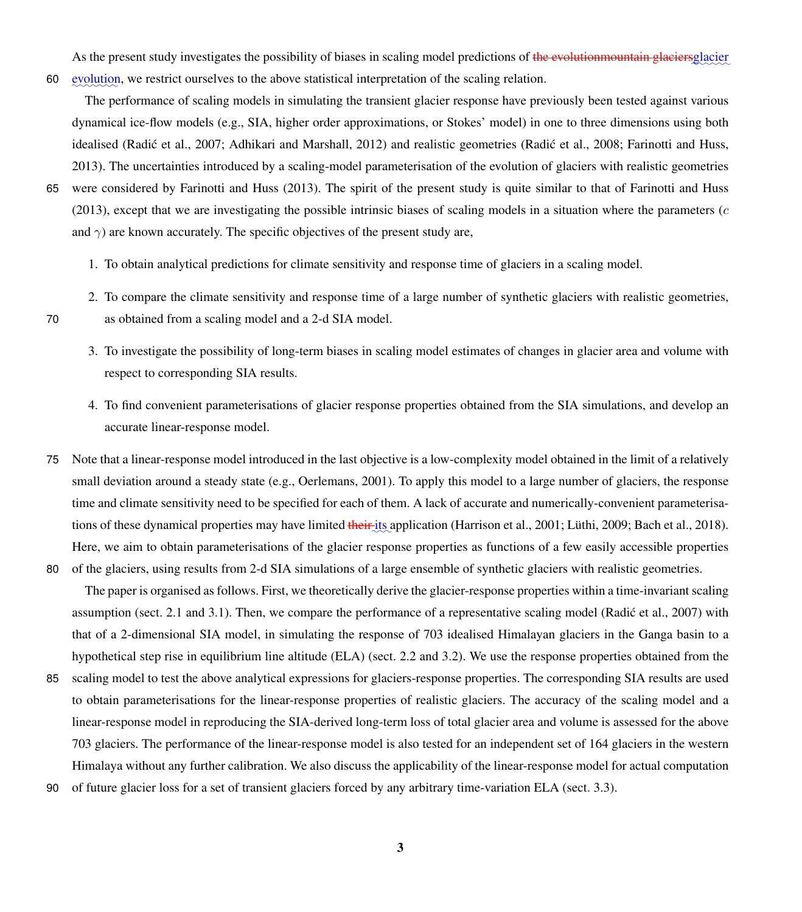As the present study investigates the possibility of biases in scaling model predictions of ~~the evolutionmountain glaciers~~glacier evolution, we restrict ourselves to the above statistical interpretation of the scaling relation.

The performance of scaling models in simulating the transient glacier response have previously been tested against various dynamical ice-flow models (e.g., SIA, higher order approximations, or Stokes' model) in one to three dimensions using both idealised (Radić et al., 2007; Adhikari and Marshall, 2012) and realistic geometries (Radić et al., 2008; Farinotti and Huss, 2013). The uncertainties introduced by a scaling-model parameterisation of the evolution of glaciers with realistic geometries were considered by Farinotti and Huss (2013). The spirit of the present study is quite similar to that of Farinotti and Huss (2013), except that we are investigating the possible intrinsic biases of scaling models in a situation where the parameters ($c$ and $\gamma$) are known accurately. The specific objectives of the present study are,

1. To obtain analytical predictions for climate sensitivity and response time of glaciers in a scaling model.

2. To compare the climate sensitivity and response time of a large number of synthetic glaciers with realistic geometries, as obtained from a scaling model and a 2-d SIA model.

3. To investigate the possibility of long-term biases in scaling model estimates of changes in glacier area and volume with respect to corresponding SIA results.

4. To find convenient parameterisations of glacier response properties obtained from the SIA simulations, and develop an accurate linear-response model.

Note that a linear-response model introduced in the last objective is a low-complexity model obtained in the limit of a relatively small deviation around a steady state (e.g., Oerlemans, 2001). To apply this model to a large number of glaciers, the response time and climate sensitivity need to be specified for each of them. A lack of accurate and numerically-convenient parameterisations of these dynamical properties may have limited ~~their~~ its application (Harrison et al., 2001; Lüthi, 2009; Bach et al., 2018). Here, we aim to obtain parameterisations of the glacier response properties as functions of a few easily accessible properties of the glaciers, using results from 2-d SIA simulations of a large ensemble of synthetic glaciers with realistic geometries.

The paper is organised as follows. First, we theoretically derive the glacier-response properties within a time-invariant scaling assumption (sect. 2.1 and 3.1). Then, we compare the performance of a representative scaling model (Radić et al., 2007) with that of a 2-dimensional SIA model, in simulating the response of 703 idealised Himalayan glaciers in the Ganga basin to a hypothetical step rise in equilibrium line altitude (ELA) (sect. 2.2 and 3.2). We use the response properties obtained from the scaling model to test the above analytical expressions for glaciers-response properties. The corresponding SIA results are used to obtain parameterisations for the linear-response properties of realistic glaciers. The accuracy of the scaling model and a linear-response model in reproducing the SIA-derived long-term loss of total glacier area and volume is assessed for the above 703 glaciers. The performance of the linear-response model is also tested for an independent set of 164 glaciers in the western Himalaya without any further calibration. We also discuss the applicability of the linear-response model for actual computation of future glacier loss for a set of transient glaciers forced by any arbitrary time-variation ELA (sect. 3.3).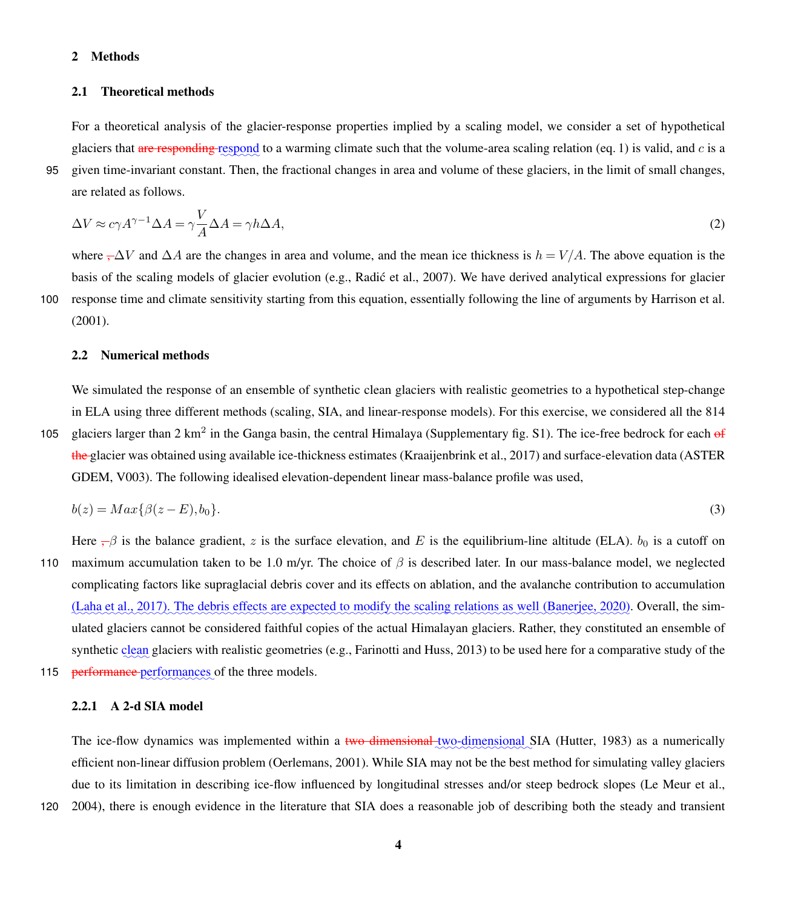## 2 Methods

### 2.1 Theoretical methods

For a theoretical analysis of the glacier-response properties implied by a scaling model, we consider a set of hypothetical glaciers that ~~are responding~~ respond to a warming climate such that the volume-area scaling relation (eq. 1) is valid, and $c$ is a given time-invariant constant. Then, the fractional changes in area and volume of these glaciers, in the limit of small changes, are related as follows.

$$\Delta V \approx c\gamma A^{\gamma-1}\Delta A = \gamma \frac{V}{A}\Delta A = \gamma h \Delta A, \tag{2}$$

where ~~,~~ $\Delta V$ and $\Delta A$ are the changes in area and volume, and the mean ice thickness is $h = V/A$. The above equation is the basis of the scaling models of glacier evolution (e.g., Radić et al., 2007). We have derived analytical expressions for glacier response time and climate sensitivity starting from this equation, essentially following the line of arguments by Harrison et al. (2001).

### 2.2 Numerical methods

We simulated the response of an ensemble of synthetic clean glaciers with realistic geometries to a hypothetical step-change in ELA using three different methods (scaling, SIA, and linear-response models). For this exercise, we considered all the 814 glaciers larger than 2 km$^2$ in the Ganga basin, the central Himalaya (Supplementary fig. S1). The ice-free bedrock for each ~~of the~~ glacier was obtained using available ice-thickness estimates (Kraaijenbrink et al., 2017) and surface-elevation data (ASTER GDEM, V003). The following idealised elevation-dependent linear mass-balance profile was used,

$$b(z) = Max\{\beta(z - E), b_0\}. \tag{3}$$

Here ~~,~~ $\beta$ is the balance gradient, $z$ is the surface elevation, and $E$ is the equilibrium-line altitude (ELA). $b_0$ is a cutoff on maximum accumulation taken to be 1.0 m/yr. The choice of $\beta$ is described later. In our mass-balance model, we neglected complicating factors like supraglacial debris cover and its effects on ablation, and the avalanche contribution to accumulation (Laha et al., 2017). The debris effects are expected to modify the scaling relations as well (Banerjee, 2020). Overall, the simulated glaciers cannot be considered faithful copies of the actual Himalayan glaciers. Rather, they constituted an ensemble of synthetic clean glaciers with realistic geometries (e.g., Farinotti and Huss, 2013) to be used here for a comparative study of the ~~performance~~ performances of the three models.

#### 2.2.1 A 2-d SIA model

The ice-flow dynamics was implemented within a ~~two dimensional~~ two-dimensional SIA (Hutter, 1983) as a numerically efficient non-linear diffusion problem (Oerlemans, 2001). While SIA may not be the best method for simulating valley glaciers due to its limitation in describing ice-flow influenced by longitudinal stresses and/or steep bedrock slopes (Le Meur et al., 2004), there is enough evidence in the literature that SIA does a reasonable job of describing both the steady and transient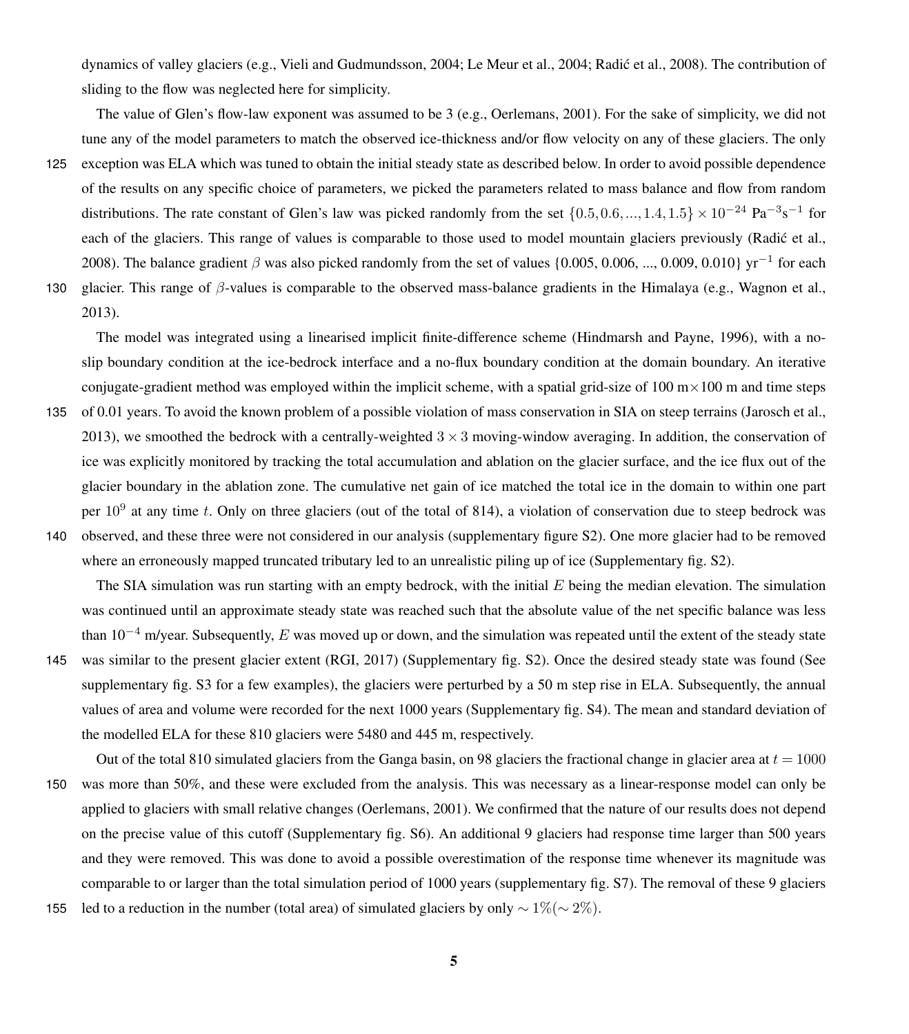dynamics of valley glaciers (e.g., Vieli and Gudmundsson, 2004; Le Meur et al., 2004; Radić et al., 2008). The contribution of sliding to the flow was neglected here for simplicity.

The value of Glen's flow-law exponent was assumed to be 3 (e.g., Oerlemans, 2001). For the sake of simplicity, we did not tune any of the model parameters to match the observed ice-thickness and/or flow velocity on any of these glaciers. The only exception was ELA which was tuned to obtain the initial steady state as described below. In order to avoid possible dependence of the results on any specific choice of parameters, we picked the parameters related to mass balance and flow from random distributions. The rate constant of Glen's law was picked randomly from the set $\{0.5, 0.6, ..., 1.4, 1.5\} \times 10^{-24}$ $\mathrm{Pa^{-3}s^{-1}}$ for each of the glaciers. This range of values is comparable to those used to model mountain glaciers previously (Radić et al., 2008). The balance gradient $\beta$ was also picked randomly from the set of values {0.005, 0.006, ..., 0.009, 0.010} $\mathrm{yr^{-1}}$ for each glacier. This range of $\beta$-values is comparable to the observed mass-balance gradients in the Himalaya (e.g., Wagnon et al., 2013).

The model was integrated using a linearised implicit finite-difference scheme (Hindmarsh and Payne, 1996), with a no-slip boundary condition at the ice-bedrock interface and a no-flux boundary condition at the domain boundary. An iterative conjugate-gradient method was employed within the implicit scheme, with a spatial grid-size of 100 m$\times$100 m and time steps of 0.01 years. To avoid the known problem of a possible violation of mass conservation in SIA on steep terrains (Jarosch et al., 2013), we smoothed the bedrock with a centrally-weighted $3 \times 3$ moving-window averaging. In addition, the conservation of ice was explicitly monitored by tracking the total accumulation and ablation on the glacier surface, and the ice flux out of the glacier boundary in the ablation zone. The cumulative net gain of ice matched the total ice in the domain to within one part per $10^9$ at any time $t$. Only on three glaciers (out of the total of 814), a violation of conservation due to steep bedrock was observed, and these three were not considered in our analysis (supplementary figure S2). One more glacier had to be removed where an erroneously mapped truncated tributary led to an unrealistic piling up of ice (Supplementary fig. S2).

The SIA simulation was run starting with an empty bedrock, with the initial $E$ being the median elevation. The simulation was continued until an approximate steady state was reached such that the absolute value of the net specific balance was less than $10^{-4}$ m/year. Subsequently, $E$ was moved up or down, and the simulation was repeated until the extent of the steady state was similar to the present glacier extent (RGI, 2017) (Supplementary fig. S2). Once the desired steady state was found (See supplementary fig. S3 for a few examples), the glaciers were perturbed by a 50 m step rise in ELA. Subsequently, the annual values of area and volume were recorded for the next 1000 years (Supplementary fig. S4). The mean and standard deviation of the modelled ELA for these 810 glaciers were 5480 and 445 m, respectively.

Out of the total 810 simulated glaciers from the Ganga basin, on 98 glaciers the fractional change in glacier area at $t = 1000$ was more than 50%, and these were excluded from the analysis. This was necessary as a linear-response model can only be applied to glaciers with small relative changes (Oerlemans, 2001). We confirmed that the nature of our results does not depend on the precise value of this cutoff (Supplementary fig. S6). An additional 9 glaciers had response time larger than 500 years and they were removed. This was done to avoid a possible overestimation of the response time whenever its magnitude was comparable to or larger than the total simulation period of 1000 years (supplementary fig. S7). The removal of these 9 glaciers led to a reduction in the number (total area) of simulated glaciers by only $\sim 1\%(\sim 2\%)$.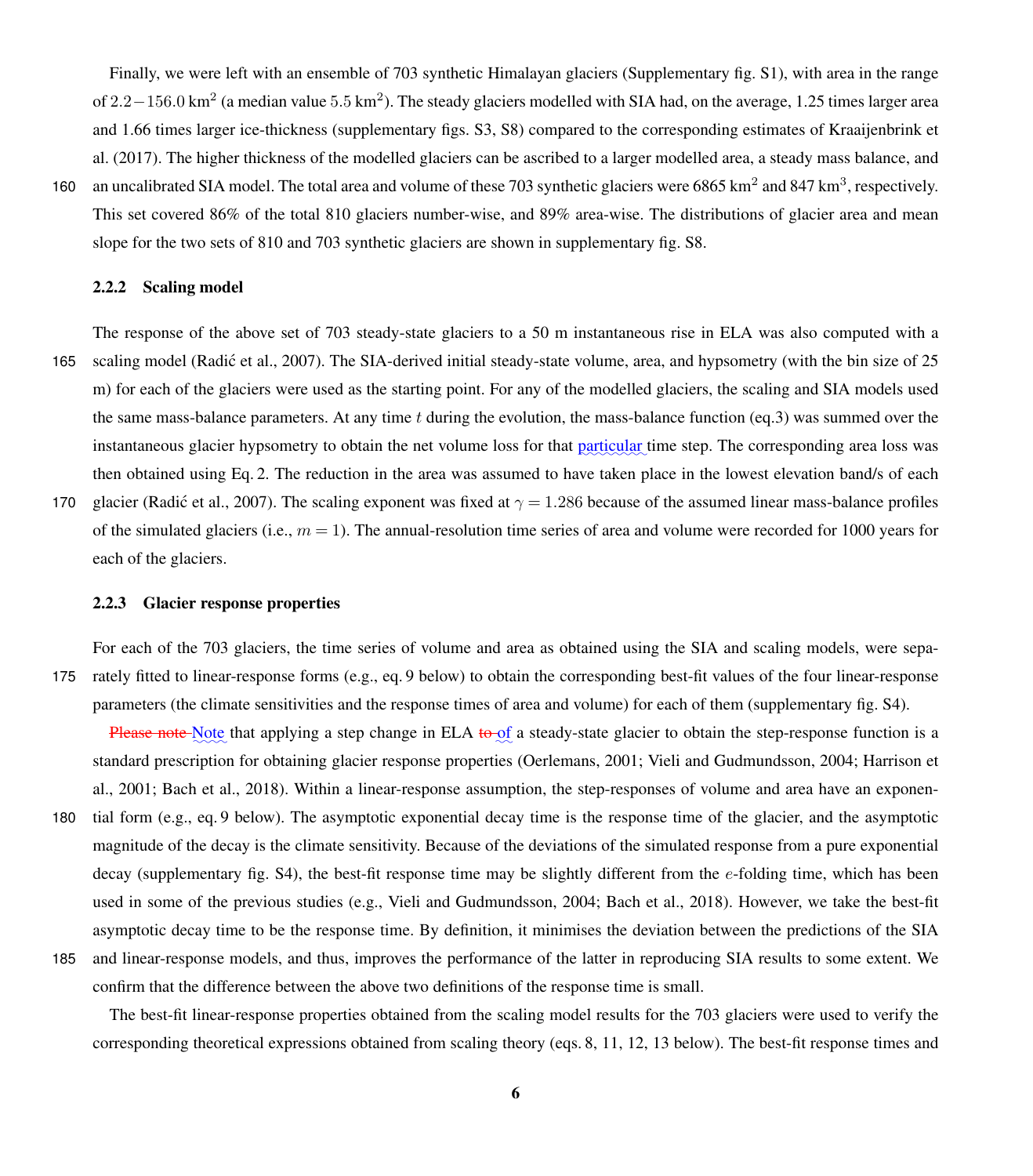Finally, we were left with an ensemble of 703 synthetic Himalayan glaciers (Supplementary fig. S1), with area in the range of $2.2-156.0\,\text{km}^2$ (a median value $5.5\,\text{km}^2$). The steady glaciers modelled with SIA had, on the average, 1.25 times larger area and 1.66 times larger ice-thickness (supplementary figs. S3, S8) compared to the corresponding estimates of Kraaijenbrink et al. (2017). The higher thickness of the modelled glaciers can be ascribed to a larger modelled area, a steady mass balance, and an uncalibrated SIA model. The total area and volume of these 703 synthetic glaciers were 6865 $\text{km}^2$ and 847 $\text{km}^3$, respectively. This set covered 86% of the total 810 glaciers number-wise, and 89% area-wise. The distributions of glacier area and mean slope for the two sets of 810 and 703 synthetic glaciers are shown in supplementary fig. S8.

### 2.2.2 Scaling model

The response of the above set of 703 steady-state glaciers to a 50 m instantaneous rise in ELA was also computed with a scaling model (Radić et al., 2007). The SIA-derived initial steady-state volume, area, and hypsometry (with the bin size of 25 m) for each of the glaciers were used as the starting point. For any of the modelled glaciers, the scaling and SIA models used the same mass-balance parameters. At any time $t$ during the evolution, the mass-balance function (eq.3) was summed over the instantaneous glacier hypsometry to obtain the net volume loss for that particular time step. The corresponding area loss was then obtained using Eq. 2. The reduction in the area was assumed to have taken place in the lowest elevation band/s of each glacier (Radić et al., 2007). The scaling exponent was fixed at $\gamma = 1.286$ because of the assumed linear mass-balance profiles of the simulated glaciers (i.e., $m = 1$). The annual-resolution time series of area and volume were recorded for 1000 years for each of the glaciers.

### 2.2.3 Glacier response properties

For each of the 703 glaciers, the time series of volume and area as obtained using the SIA and scaling models, were separately fitted to linear-response forms (e.g., eq. 9 below) to obtain the corresponding best-fit values of the four linear-response parameters (the climate sensitivities and the response times of area and volume) for each of them (supplementary fig. S4).

~~Please note~~ Note that applying a step change in ELA ~~to~~ of a steady-state glacier to obtain the step-response function is a standard prescription for obtaining glacier response properties (Oerlemans, 2001; Vieli and Gudmundsson, 2004; Harrison et al., 2001; Bach et al., 2018). Within a linear-response assumption, the step-responses of volume and area have an exponential form (e.g., eq. 9 below). The asymptotic exponential decay time is the response time of the glacier, and the asymptotic magnitude of the decay is the climate sensitivity. Because of the deviations of the simulated response from a pure exponential decay (supplementary fig. S4), the best-fit response time may be slightly different from the $e$-folding time, which has been used in some of the previous studies (e.g., Vieli and Gudmundsson, 2004; Bach et al., 2018). However, we take the best-fit asymptotic decay time to be the response time. By definition, it minimises the deviation between the predictions of the SIA and linear-response models, and thus, improves the performance of the latter in reproducing SIA results to some extent. We confirm that the difference between the above two definitions of the response time is small.

The best-fit linear-response properties obtained from the scaling model results for the 703 glaciers were used to verify the corresponding theoretical expressions obtained from scaling theory (eqs. 8, 11, 12, 13 below). The best-fit response times and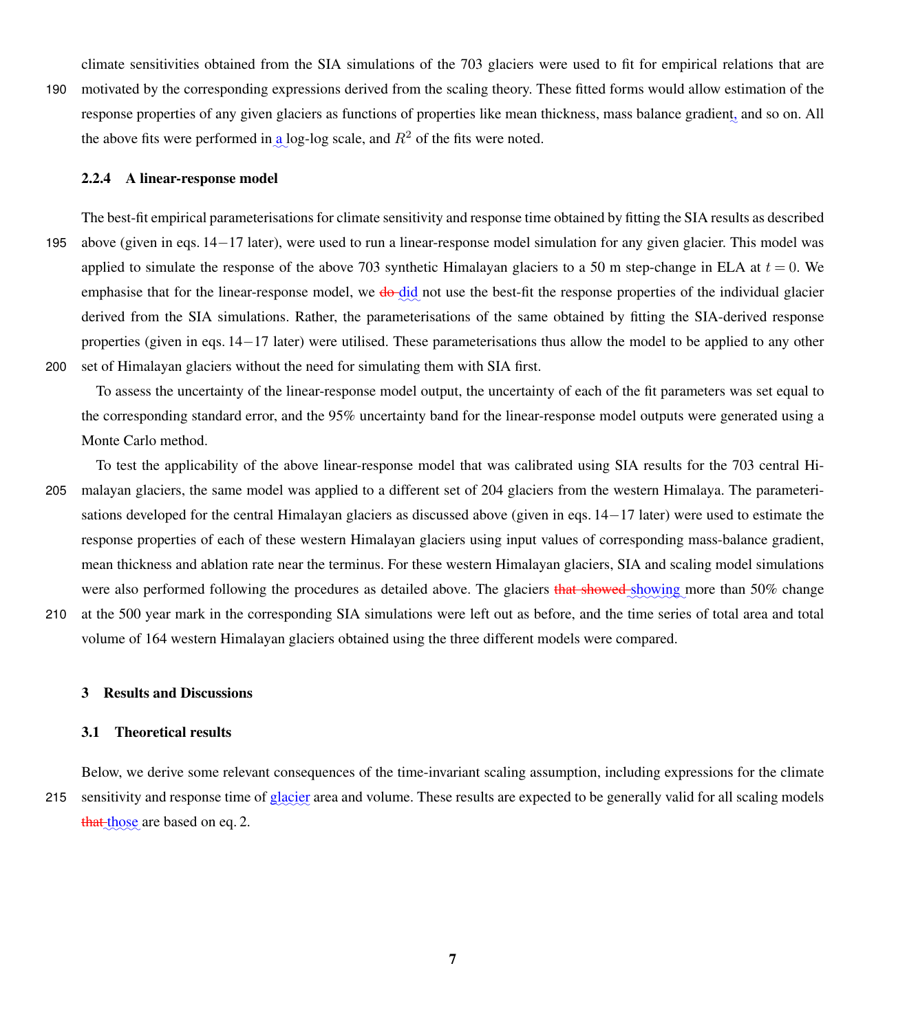climate sensitivities obtained from the SIA simulations of the 703 glaciers were used to fit for empirical relations that are motivated by the corresponding expressions derived from the scaling theory. These fitted forms would allow estimation of the response properties of any given glaciers as functions of properties like mean thickness, mass balance gradient, and so on. All the above fits were performed in a log-log scale, and $R^2$ of the fits were noted.

#### 2.2.4 A linear-response model

The best-fit empirical parameterisations for climate sensitivity and response time obtained by fitting the SIA results as described above (given in eqs. 14−17 later), were used to run a linear-response model simulation for any given glacier. This model was applied to simulate the response of the above 703 synthetic Himalayan glaciers to a 50 m step-change in ELA at $t = 0$. We emphasise that for the linear-response model, we ~~do~~ did not use the best-fit the response properties of the individual glacier derived from the SIA simulations. Rather, the parameterisations of the same obtained by fitting the SIA-derived response properties (given in eqs. 14−17 later) were utilised. These parameterisations thus allow the model to be applied to any other set of Himalayan glaciers without the need for simulating them with SIA first.

To assess the uncertainty of the linear-response model output, the uncertainty of each of the fit parameters was set equal to the corresponding standard error, and the 95% uncertainty band for the linear-response model outputs were generated using a Monte Carlo method.

To test the applicability of the above linear-response model that was calibrated using SIA results for the 703 central Himalayan glaciers, the same model was applied to a different set of 204 glaciers from the western Himalaya. The parameterisations developed for the central Himalayan glaciers as discussed above (given in eqs. 14−17 later) were used to estimate the response properties of each of these western Himalayan glaciers using input values of corresponding mass-balance gradient, mean thickness and ablation rate near the terminus. For these western Himalayan glaciers, SIA and scaling model simulations were also performed following the procedures as detailed above. The glaciers ~~that showed~~ showing more than 50% change at the 500 year mark in the corresponding SIA simulations were left out as before, and the time series of total area and total volume of 164 western Himalayan glaciers obtained using the three different models were compared.

## 3 Results and Discussions

### 3.1 Theoretical results

Below, we derive some relevant consequences of the time-invariant scaling assumption, including expressions for the climate sensitivity and response time of glacier area and volume. These results are expected to be generally valid for all scaling models ~~that~~ those are based on eq. 2.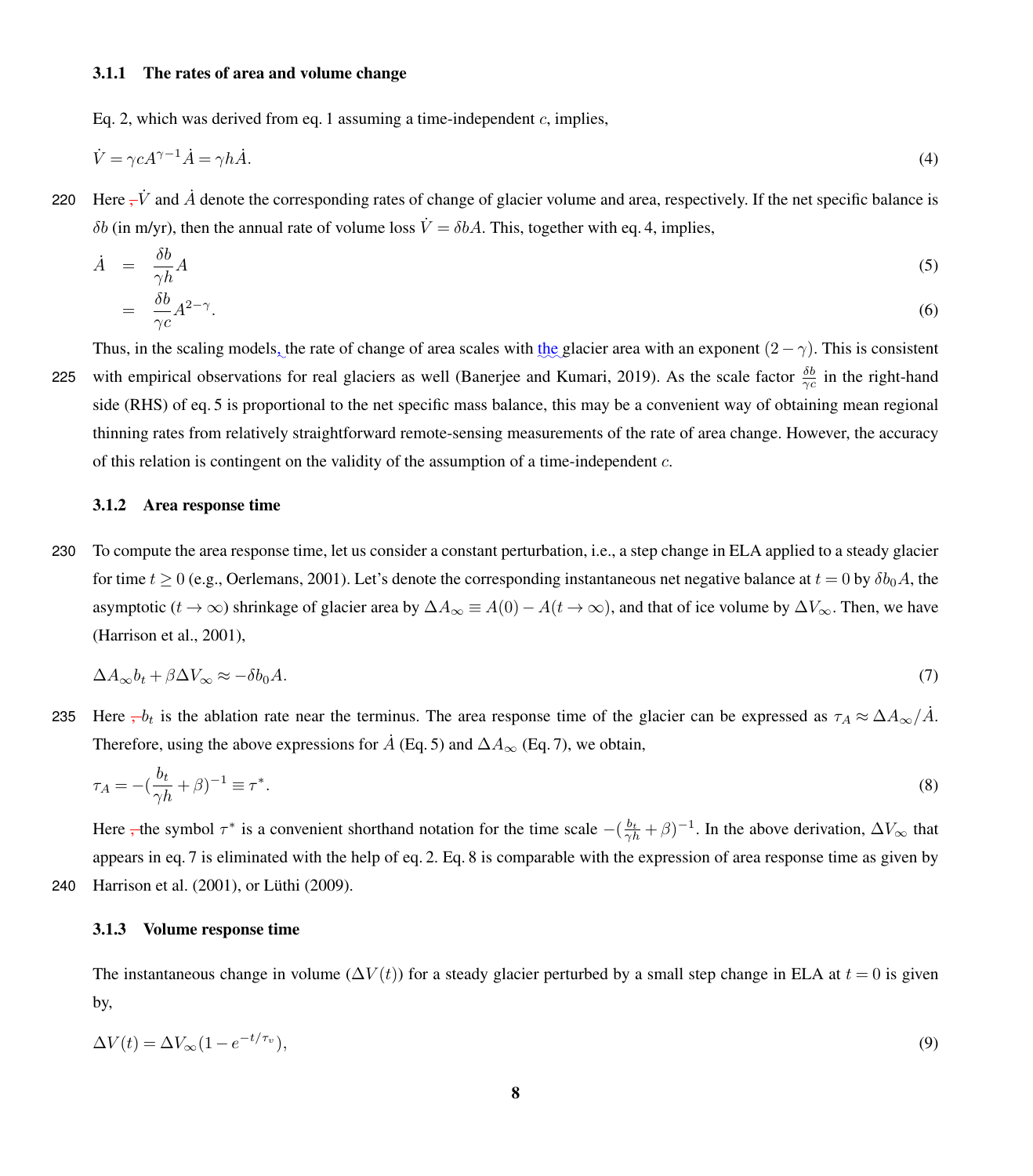### 3.1.1 The rates of area and volume change

Eq. 2, which was derived from eq. 1 assuming a time-independent $c$, implies,

$$\dot{V} = \gamma c A^{\gamma-1}\dot{A} = \gamma h \dot{A}. \tag{4}$$

Here $\dot{V}$ and $\dot{A}$ denote the corresponding rates of change of glacier volume and area, respectively. If the net specific balance is $\delta b$ (in m/yr), then the annual rate of volume loss $\dot{V} = \delta b A$. This, together with eq. 4, implies,

$$\dot{A} = \frac{\delta b}{\gamma h} A \tag{5}$$

$$= \frac{\delta b}{\gamma c} A^{2-\gamma}. \tag{6}$$

Thus, in the scaling models the rate of change of area scales with the glacier area with an exponent $(2-\gamma)$. This is consistent with empirical observations for real glaciers as well (Banerjee and Kumari, 2019). As the scale factor $\frac{\delta b}{\gamma c}$ in the right-hand side (RHS) of eq. 5 is proportional to the net specific mass balance, this may be a convenient way of obtaining mean regional thinning rates from relatively straightforward remote-sensing measurements of the rate of area change. However, the accuracy of this relation is contingent on the validity of the assumption of a time-independent $c$.

### 3.1.2 Area response time

To compute the area response time, let us consider a constant perturbation, i.e., a step change in ELA applied to a steady glacier for time $t \geq 0$ (e.g., Oerlemans, 2001). Let's denote the corresponding instantaneous net negative balance at $t = 0$ by $\delta b_0 A$, the asymptotic ($t \to \infty$) shrinkage of glacier area by $\Delta A_\infty \equiv A(0) - A(t \to \infty)$, and that of ice volume by $\Delta V_\infty$. Then, we have (Harrison et al., 2001),

$$\Delta A_\infty b_t + \beta \Delta V_\infty \approx -\delta b_0 A. \tag{7}$$

Here $b_t$ is the ablation rate near the terminus. The area response time of the glacier can be expressed as $\tau_A \approx \Delta A_\infty / \dot{A}$. Therefore, using the above expressions for $\dot{A}$ (Eq. 5) and $\Delta A_\infty$ (Eq. 7), we obtain,

$$\tau_A = -(\frac{b_t}{\gamma h} + \beta)^{-1} \equiv \tau^*. \tag{8}$$

Here the symbol $\tau^*$ is a convenient shorthand notation for the time scale $-(\frac{b_t}{\gamma h} + \beta)^{-1}$. In the above derivation, $\Delta V_\infty$ that appears in eq. 7 is eliminated with the help of eq. 2. Eq. 8 is comparable with the expression of area response time as given by Harrison et al. (2001), or Lüthi (2009).

### 3.1.3 Volume response time

The instantaneous change in volume ($\Delta V(t)$) for a steady glacier perturbed by a small step change in ELA at $t = 0$ is given by,

$$\Delta V(t) = \Delta V_\infty (1 - e^{-t/\tau_v}), \tag{9}$$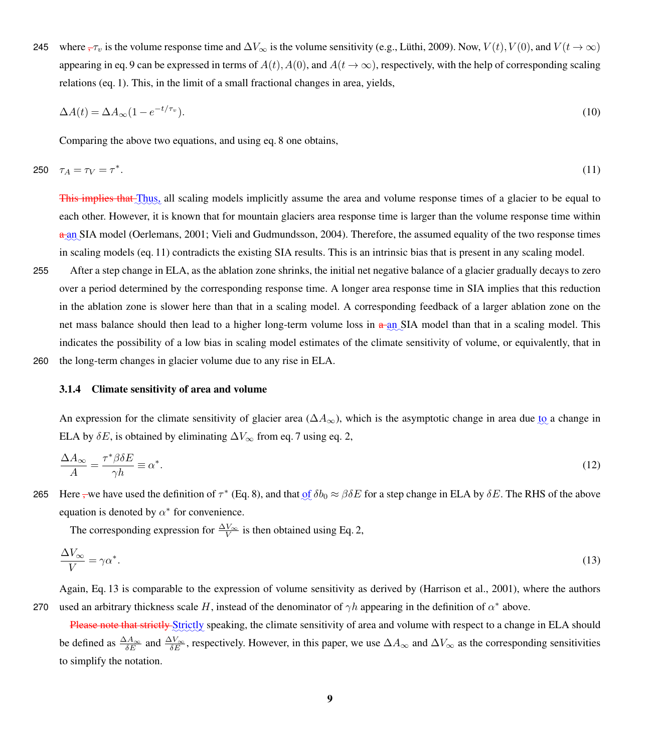where ~~,~~ $\tau_v$ is the volume response time and $\Delta V_\infty$ is the volume sensitivity (e.g., Lüthi, 2009). Now, $V(t), V(0)$, and $V(t \to \infty)$ appearing in eq. 9 can be expressed in terms of $A(t), A(0)$, and $A(t \to \infty)$, respectively, with the help of corresponding scaling relations (eq. 1). This, in the limit of a small fractional changes in area, yields,

$$\Delta A(t) = \Delta A_\infty (1 - e^{-t/\tau_v}). \tag{10}$$

Comparing the above two equations, and using eq. 8 one obtains,

$$\tau_A = \tau_V = \tau^*. \tag{11}$$

~~This implies that~~ Thus, all scaling models implicitly assume the area and volume response times of a glacier to be equal to each other. However, it is known that for mountain glaciers area response time is larger than the volume response time within ~~a~~ an SIA model (Oerlemans, 2001; Vieli and Gudmundsson, 2004). Therefore, the assumed equality of the two response times in scaling models (eq. 11) contradicts the existing SIA results. This is an intrinsic bias that is present in any scaling model.

After a step change in ELA, as the ablation zone shrinks, the initial net negative balance of a glacier gradually decays to zero over a period determined by the corresponding response time. A longer area response time in SIA implies that this reduction in the ablation zone is slower here than that in a scaling model. A corresponding feedback of a larger ablation zone on the net mass balance should then lead to a higher long-term volume loss in ~~a~~ an SIA model than that in a scaling model. This indicates the possibility of a low bias in scaling model estimates of the climate sensitivity of volume, or equivalently, that in the long-term changes in glacier volume due to any rise in ELA.

#### 3.1.4 Climate sensitivity of area and volume

An expression for the climate sensitivity of glacier area ($\Delta A_\infty$), which is the asymptotic change in area due to a change in ELA by $\delta E$, is obtained by eliminating $\Delta V_\infty$ from eq. 7 using eq. 2,

$$\frac{\Delta A_\infty}{A} = \frac{\tau^* \beta \delta E}{\gamma h} \equiv \alpha^*. \tag{12}$$

Here ~~,~~ we have used the definition of $\tau^*$ (Eq. 8), and that of $\delta b_0 \approx \beta \delta E$ for a step change in ELA by $\delta E$. The RHS of the above equation is denoted by $\alpha^*$ for convenience.

The corresponding expression for $\frac{\Delta V_\infty}{V}$ is then obtained using Eq. 2,

$$\frac{\Delta V_\infty}{V} = \gamma \alpha^*. \tag{13}$$

Again, Eq. 13 is comparable to the expression of volume sensitivity as derived by (Harrison et al., 2001), where the authors used an arbitrary thickness scale $H$, instead of the denominator of $\gamma h$ appearing in the definition of $\alpha^*$ above.

~~Please note that strictly~~ Strictly speaking, the climate sensitivity of area and volume with respect to a change in ELA should be defined as $\frac{\Delta A_\infty}{\delta E}$ and $\frac{\Delta V_\infty}{\delta E}$, respectively. However, in this paper, we use $\Delta A_\infty$ and $\Delta V_\infty$ as the corresponding sensitivities to simplify the notation.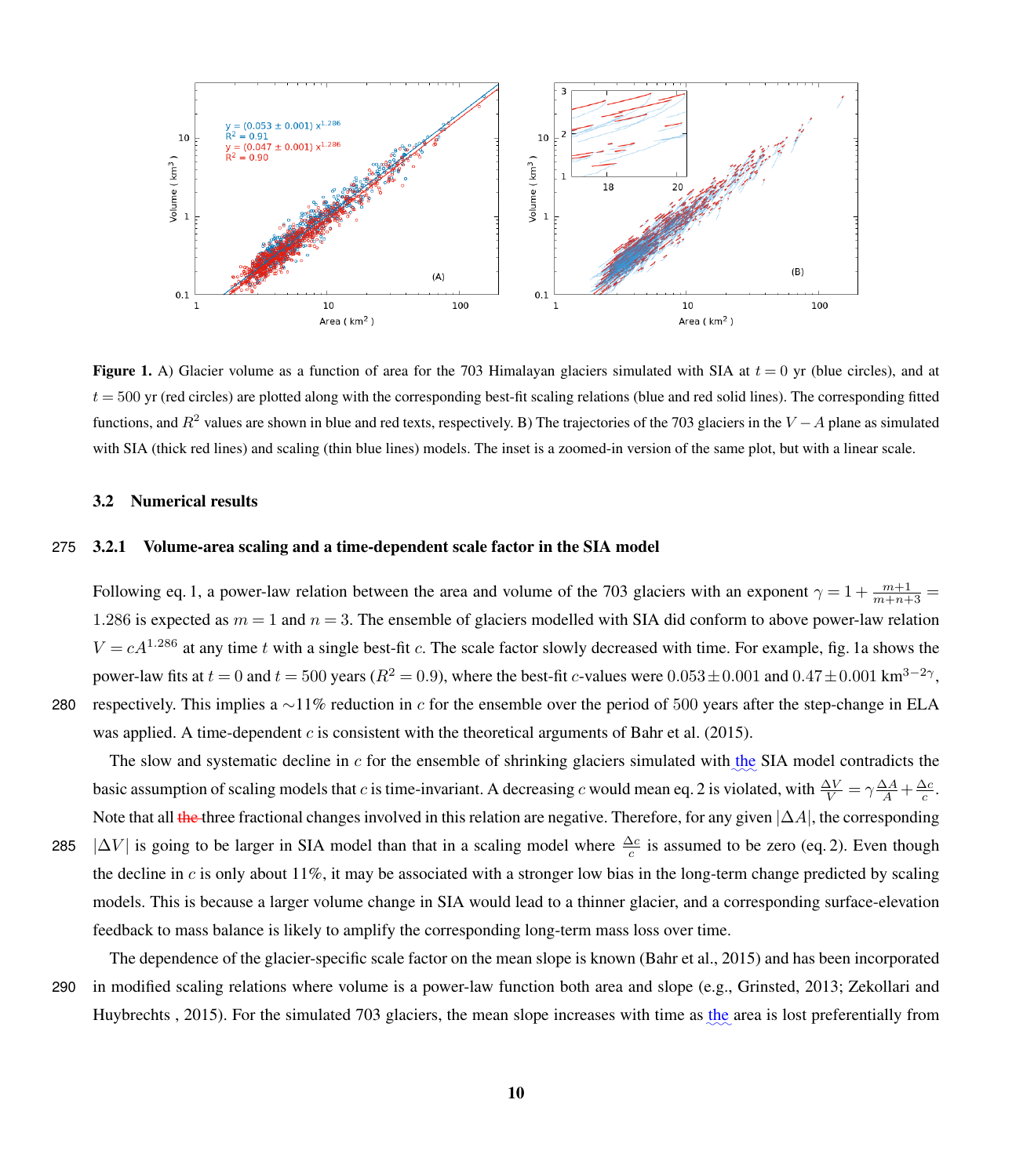**Figure 1.** A) Glacier volume as a function of area for the 703 Himalayan glaciers simulated with SIA at $t = 0$ yr (blue circles), and at $t = 500$ yr (red circles) are plotted along with the corresponding best-fit scaling relations (blue and red solid lines). The corresponding fitted functions, and $R^2$ values are shown in blue and red texts, respectively. B) The trajectories of the 703 glaciers in the $V - A$ plane as simulated with SIA (thick red lines) and scaling (thin blue lines) models. The inset is a zoomed-in version of the same plot, but with a linear scale.

### 3.2 Numerical results

#### 3.2.1 Volume-area scaling and a time-dependent scale factor in the SIA model

Following eq. 1, a power-law relation between the area and volume of the 703 glaciers with an exponent $\gamma = 1 + \frac{m+1}{m+n+3} = 1.286$ is expected as $m = 1$ and $n = 3$. The ensemble of glaciers modelled with SIA did conform to above power-law relation $V = cA^{1.286}$ at any time $t$ with a single best-fit $c$. The scale factor slowly decreased with time. For example, fig. 1a shows the power-law fits at $t = 0$ and $t = 500$ years ($R^2 = 0.9$), where the best-fit $c$-values were $0.053 \pm 0.001$ and $0.47 \pm 0.001$ km$^{3-2\gamma}$, respectively. This implies a $\sim$11% reduction in $c$ for the ensemble over the period of 500 years after the step-change in ELA was applied. A time-dependent $c$ is consistent with the theoretical arguments of Bahr et al. (2015).

The slow and systematic decline in $c$ for the ensemble of shrinking glaciers simulated with the SIA model contradicts the basic assumption of scaling models that $c$ is time-invariant. A decreasing $c$ would mean eq. 2 is violated, with $\frac{\Delta V}{V} = \gamma \frac{\Delta A}{A} + \frac{\Delta c}{c}$. Note that all the three fractional changes involved in this relation are negative. Therefore, for any given $|\Delta A|$, the corresponding $|\Delta V|$ is going to be larger in SIA model than that in a scaling model where $\frac{\Delta c}{c}$ is assumed to be zero (eq. 2). Even though the decline in $c$ is only about 11%, it may be associated with a stronger low bias in the long-term change predicted by scaling models. This is because a larger volume change in SIA would lead to a thinner glacier, and a corresponding surface-elevation feedback to mass balance is likely to amplify the corresponding long-term mass loss over time.

The dependence of the glacier-specific scale factor on the mean slope is known (Bahr et al., 2015) and has been incorporated in modified scaling relations where volume is a power-law function both area and slope (e.g., Grinsted, 2013; Zekollari and Huybrechts , 2015). For the simulated 703 glaciers, the mean slope increases with time as the area is lost preferentially from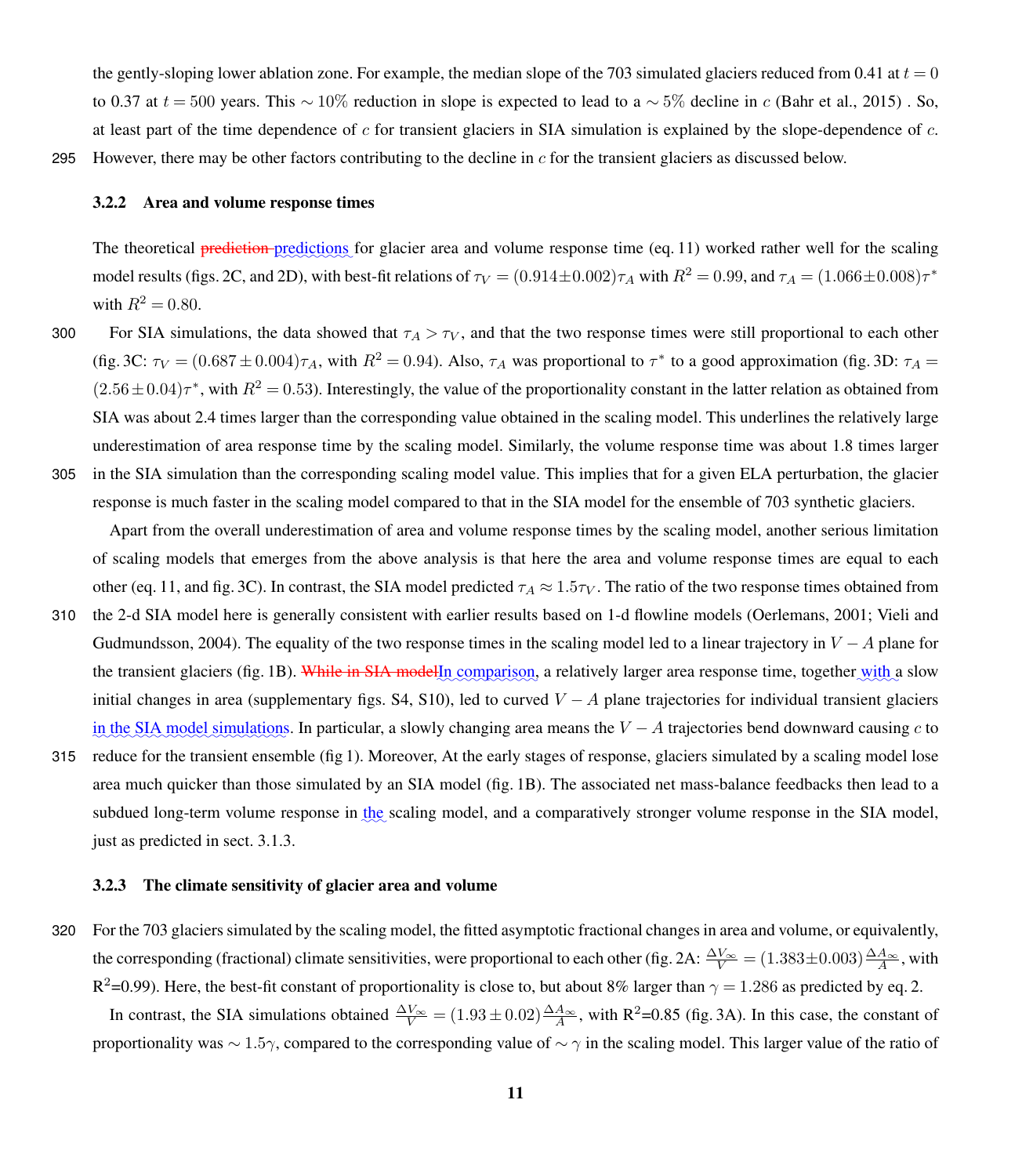the gently-sloping lower ablation zone. For example, the median slope of the 703 simulated glaciers reduced from 0.41 at $t = 0$ to 0.37 at $t = 500$ years. This $\sim 10\%$ reduction in slope is expected to lead to a $\sim 5\%$ decline in $c$ (Bahr et al., 2015) . So, at least part of the time dependence of $c$ for transient glaciers in SIA simulation is explained by the slope-dependence of $c$. However, there may be other factors contributing to the decline in $c$ for the transient glaciers as discussed below.

### 3.2.2 Area and volume response times

The theoretical ~~prediction~~ predictions for glacier area and volume response time (eq. 11) worked rather well for the scaling model results (figs. 2C, and 2D), with best-fit relations of $\tau_V = (0.914 \pm 0.002)\tau_A$ with $R^2 = 0.99$, and $\tau_A = (1.066 \pm 0.008)\tau^*$ with $R^2 = 0.80$.

For SIA simulations, the data showed that $\tau_A > \tau_V$, and that the two response times were still proportional to each other (fig. 3C: $\tau_V = (0.687 \pm 0.004)\tau_A$, with $R^2 = 0.94$). Also, $\tau_A$ was proportional to $\tau^*$ to a good approximation (fig. 3D: $\tau_A = (2.56 \pm 0.04)\tau^*$, with $R^2 = 0.53$). Interestingly, the value of the proportionality constant in the latter relation as obtained from SIA was about 2.4 times larger than the corresponding value obtained in the scaling model. This underlines the relatively large underestimation of area response time by the scaling model. Similarly, the volume response time was about 1.8 times larger in the SIA simulation than the corresponding scaling model value. This implies that for a given ELA perturbation, the glacier response is much faster in the scaling model compared to that in the SIA model for the ensemble of 703 synthetic glaciers.

Apart from the overall underestimation of area and volume response times by the scaling model, another serious limitation of scaling models that emerges from the above analysis is that here the area and volume response times are equal to each other (eq. 11, and fig. 3C). In contrast, the SIA model predicted $\tau_A \approx 1.5\tau_V$. The ratio of the two response times obtained from the 2-d SIA model here is generally consistent with earlier results based on 1-d flowline models (Oerlemans, 2001; Vieli and Gudmundsson, 2004). The equality of the two response times in the scaling model led to a linear trajectory in $V - A$ plane for the transient glaciers (fig. 1B). ~~While in SIA model~~In comparison, a relatively larger area response time, together with a slow initial changes in area (supplementary figs. S4, S10), led to curved $V - A$ plane trajectories for individual transient glaciers in the SIA model simulations. In particular, a slowly changing area means the $V - A$ trajectories bend downward causing $c$ to reduce for the transient ensemble (fig 1). Moreover, At the early stages of response, glaciers simulated by a scaling model lose area much quicker than those simulated by an SIA model (fig. 1B). The associated net mass-balance feedbacks then lead to a subdued long-term volume response in the scaling model, and a comparatively stronger volume response in the SIA model, just as predicted in sect. 3.1.3.

### 3.2.3 The climate sensitivity of glacier area and volume

For the 703 glaciers simulated by the scaling model, the fitted asymptotic fractional changes in area and volume, or equivalently, the corresponding (fractional) climate sensitivities, were proportional to each other (fig. 2A: $\frac{\Delta V_\infty}{V} = (1.383 \pm 0.003)\frac{\Delta A_\infty}{A}$, with $R^2$=0.99). Here, the best-fit constant of proportionality is close to, but about 8% larger than $\gamma = 1.286$ as predicted by eq. 2.

In contrast, the SIA simulations obtained $\frac{\Delta V_\infty}{V} = (1.93 \pm 0.02)\frac{\Delta A_\infty}{A}$, with $R^2$=0.85 (fig. 3A). In this case, the constant of proportionality was $\sim 1.5\gamma$, compared to the corresponding value of $\sim \gamma$ in the scaling model. This larger value of the ratio of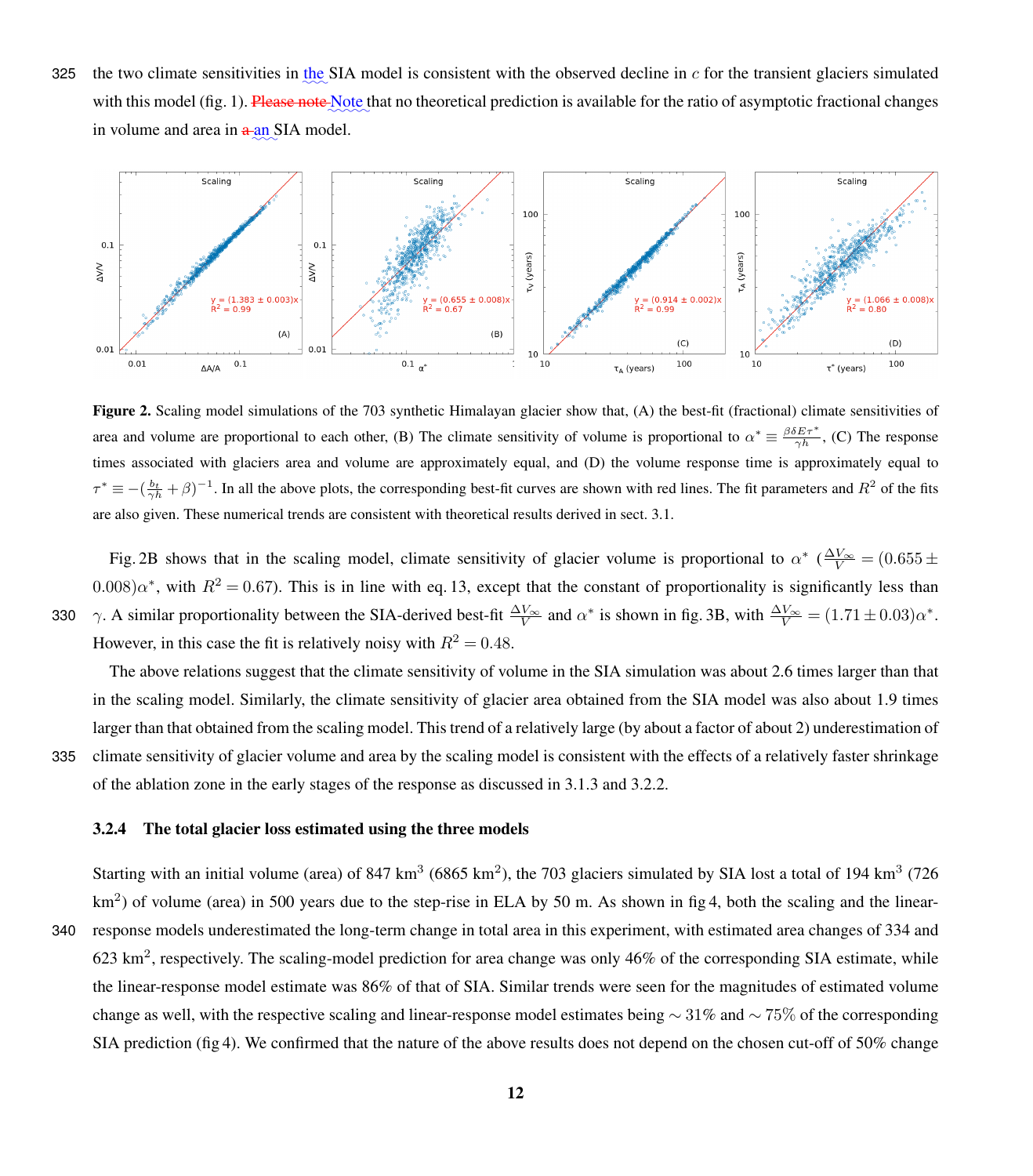the two climate sensitivities in the SIA model is consistent with the observed decline in $c$ for the transient glaciers simulated with this model (fig. 1). Note that no theoretical prediction is available for the ratio of asymptotic fractional changes in volume and area in an SIA model.

**Figure 2.** Scaling model simulations of the 703 synthetic Himalayan glacier show that, (A) the best-fit (fractional) climate sensitivities of area and volume are proportional to each other, (B) The climate sensitivity of volume is proportional to $\alpha^* \equiv \frac{\beta \delta E \tau^*}{\gamma h}$, (C) The response times associated with glaciers area and volume are approximately equal, and (D) the volume response time is approximately equal to $\tau^* \equiv -(\frac{b_t}{\gamma h} + \beta)^{-1}$. In all the above plots, the corresponding best-fit curves are shown with red lines. The fit parameters and $R^2$ of the fits are also given. These numerical trends are consistent with theoretical results derived in sect. 3.1.

Fig. 2B shows that in the scaling model, climate sensitivity of glacier volume is proportional to $\alpha^*$ ($\frac{\Delta V_\infty}{V} = (0.655 \pm 0.008)\alpha^*$, with $R^2 = 0.67$). This is in line with eq. 13, except that the constant of proportionality is significantly less than $\gamma$. A similar proportionality between the SIA-derived best-fit $\frac{\Delta V_\infty}{V}$ and $\alpha^*$ is shown in fig. 3B, with $\frac{\Delta V_\infty}{V} = (1.71 \pm 0.03)\alpha^*$. However, in this case the fit is relatively noisy with $R^2 = 0.48$.

The above relations suggest that the climate sensitivity of volume in the SIA simulation was about 2.6 times larger than that in the scaling model. Similarly, the climate sensitivity of glacier area obtained from the SIA model was also about 1.9 times larger than that obtained from the scaling model. This trend of a relatively large (by about a factor of about 2) underestimation of climate sensitivity of glacier volume and area by the scaling model is consistent with the effects of a relatively faster shrinkage of the ablation zone in the early stages of the response as discussed in 3.1.3 and 3.2.2.

#### 3.2.4 The total glacier loss estimated using the three models

Starting with an initial volume (area) of 847 km$^3$ (6865 km$^2$), the 703 glaciers simulated by SIA lost a total of 194 km$^3$ (726 km$^2$) of volume (area) in 500 years due to the step-rise in ELA by 50 m. As shown in fig 4, both the scaling and the linear-response models underestimated the long-term change in total area in this experiment, with estimated area changes of 334 and 623 km$^2$, respectively. The scaling-model prediction for area change was only 46% of the corresponding SIA estimate, while the linear-response model estimate was 86% of that of SIA. Similar trends were seen for the magnitudes of estimated volume change as well, with the respective scaling and linear-response model estimates being $\sim 31\%$ and $\sim 75\%$ of the corresponding SIA prediction (fig 4). We confirmed that the nature of the above results does not depend on the chosen cut-off of 50% change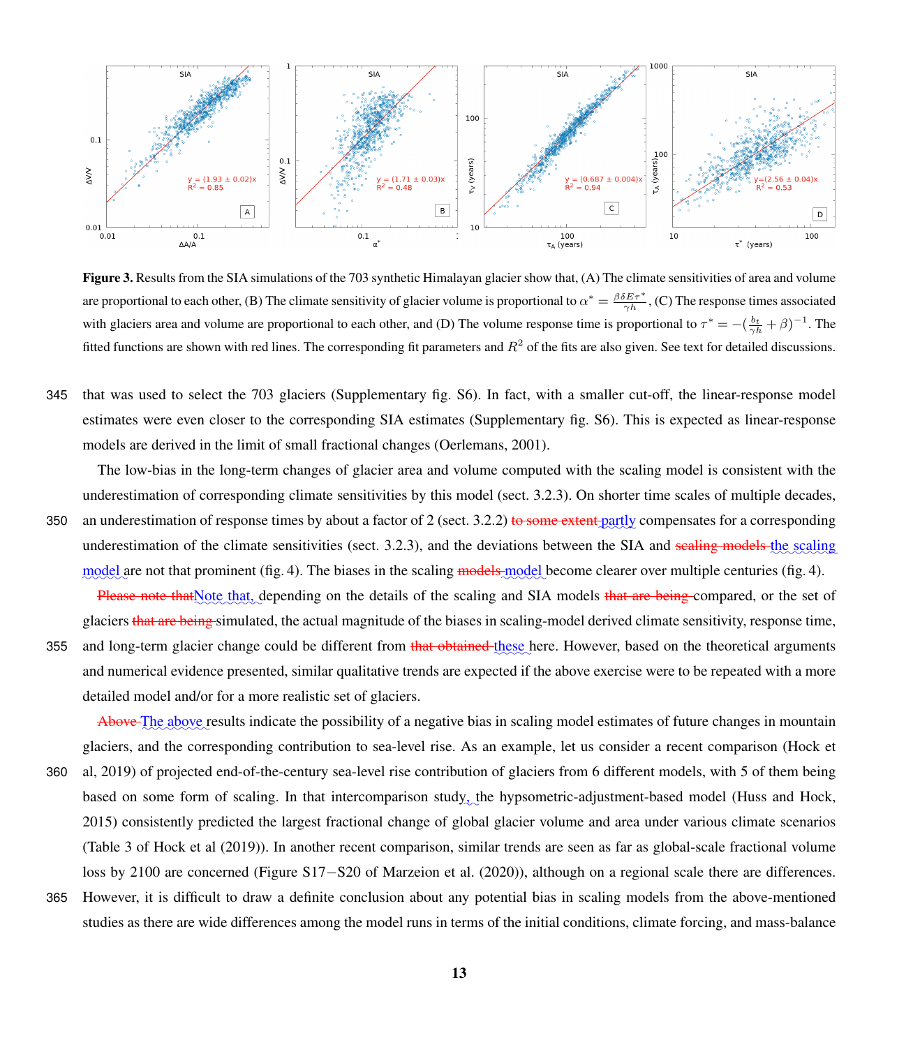**Figure 3.** Results from the SIA simulations of the 703 synthetic Himalayan glacier show that, (A) The climate sensitivities of area and volume are proportional to each other, (B) The climate sensitivity of glacier volume is proportional to $\alpha^* = \frac{\beta \delta E \tau^*}{\gamma h}$, (C) The response times associated with glaciers area and volume are proportional to each other, and (D) The volume response time is proportional to $\tau^* = -(\frac{b_t}{\gamma h} + \beta)^{-1}$. The fitted functions are shown with red lines. The corresponding fit parameters and $R^2$ of the fits are also given. See text for detailed discussions.

that was used to select the 703 glaciers (Supplementary fig. S6). In fact, with a smaller cut-off, the linear-response model estimates were even closer to the corresponding SIA estimates (Supplementary fig. S6). This is expected as linear-response models are derived in the limit of small fractional changes (Oerlemans, 2001).

The low-bias in the long-term changes of glacier area and volume computed with the scaling model is consistent with the underestimation of corresponding climate sensitivities by this model (sect. 3.2.3). On shorter time scales of multiple decades, an underestimation of response times by about a factor of 2 (sect. 3.2.2) ~~to some extent~~ partly compensates for a corresponding underestimation of the climate sensitivities (sect. 3.2.3), and the deviations between the SIA and ~~scaling models~~ the scaling model are not that prominent (fig. 4). The biases in the scaling ~~models~~ model become clearer over multiple centuries (fig. 4).

~~Please note that~~ Note that, depending on the details of the scaling and SIA models ~~that are being~~ compared, or the set of glaciers ~~that are being~~ simulated, the actual magnitude of the biases in scaling-model derived climate sensitivity, response time, and long-term glacier change could be different from ~~that obtained~~ these here. However, based on the theoretical arguments and numerical evidence presented, similar qualitative trends are expected if the above exercise were to be repeated with a more detailed model and/or for a more realistic set of glaciers.

~~Above~~ The above results indicate the possibility of a negative bias in scaling model estimates of future changes in mountain glaciers, and the corresponding contribution to sea-level rise. As an example, let us consider a recent comparison (Hock et al, 2019) of projected end-of-the-century sea-level rise contribution of glaciers from 6 different models, with 5 of them being based on some form of scaling. In that intercomparison study, the hypsometric-adjustment-based model (Huss and Hock, 2015) consistently predicted the largest fractional change of global glacier volume and area under various climate scenarios (Table 3 of Hock et al (2019)). In another recent comparison, similar trends are seen as far as global-scale fractional volume loss by 2100 are concerned (Figure S17−S20 of Marzeion et al. (2020)), although on a regional scale there are differences. However, it is difficult to draw a definite conclusion about any potential bias in scaling models from the above-mentioned studies as there are wide differences among the model runs in terms of the initial conditions, climate forcing, and mass-balance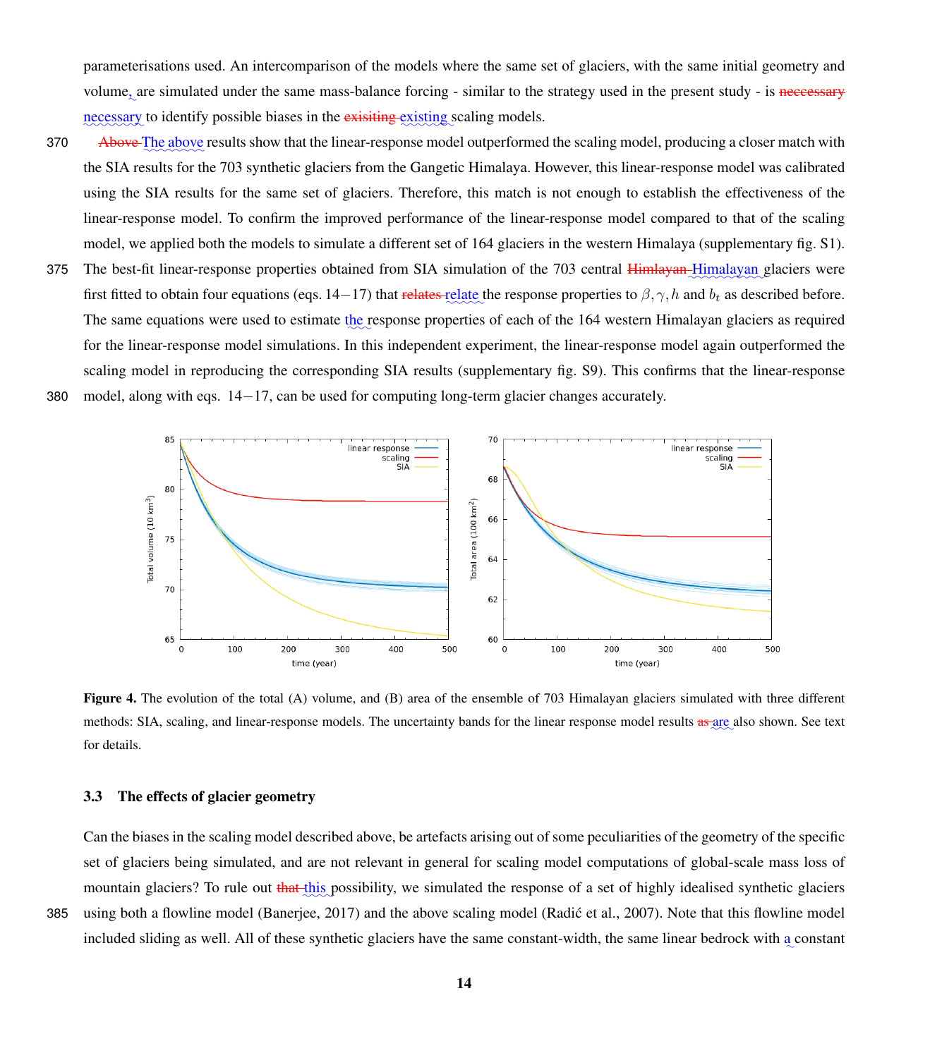parameterisations used. An intercomparison of the models where the same set of glaciers, with the same initial geometry and volume, are simulated under the same mass-balance forcing - similar to the strategy used in the present study - is neccessary necessary to identify possible biases in the exisiting existing scaling models.

Above The above results show that the linear-response model outperformed the scaling model, producing a closer match with the SIA results for the 703 synthetic glaciers from the Gangetic Himalaya. However, this linear-response model was calibrated using the SIA results for the same set of glaciers. Therefore, this match is not enough to establish the effectiveness of the linear-response model. To confirm the improved performance of the linear-response model compared to that of the scaling model, we applied both the models to simulate a different set of 164 glaciers in the western Himalaya (supplementary fig. S1). The best-fit linear-response properties obtained from SIA simulation of the 703 central Himlayan Himalayan glaciers were first fitted to obtain four equations (eqs. 14−17) that relates relate the response properties to $\beta, \gamma, h$ and $b_t$ as described before. The same equations were used to estimate the response properties of each of the 164 western Himalayan glaciers as required for the linear-response model simulations. In this independent experiment, the linear-response model again outperformed the scaling model in reproducing the corresponding SIA results (supplementary fig. S9). This confirms that the linear-response model, along with eqs. 14−17, can be used for computing long-term glacier changes accurately.

**Figure 4.** The evolution of the total (A) volume, and (B) area of the ensemble of 703 Himalayan glaciers simulated with three different methods: SIA, scaling, and linear-response models. The uncertainty bands for the linear response model results as are also shown. See text for details.

### 3.3 The effects of glacier geometry

Can the biases in the scaling model described above, be artefacts arising out of some peculiarities of the geometry of the specific set of glaciers being simulated, and are not relevant in general for scaling model computations of global-scale mass loss of mountain glaciers? To rule out that this possibility, we simulated the response of a set of highly idealised synthetic glaciers using both a flowline model (Banerjee, 2017) and the above scaling model (Radić et al., 2007). Note that this flowline model included sliding as well. All of these synthetic glaciers have the same constant-width, the same linear bedrock with a constant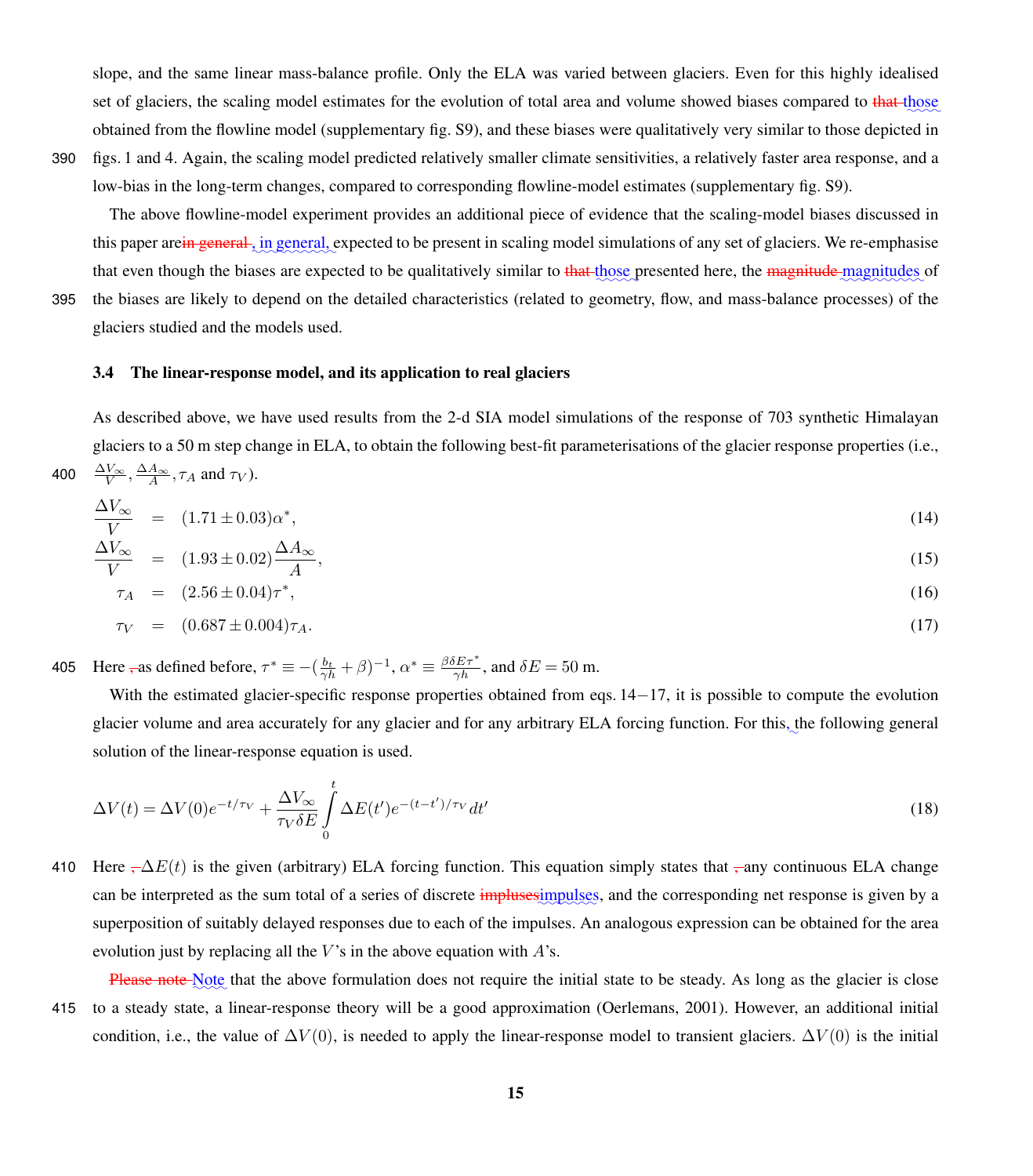slope, and the same linear mass-balance profile. Only the ELA was varied between glaciers. Even for this highly idealised set of glaciers, the scaling model estimates for the evolution of total area and volume showed biases compared to those obtained from the flowline model (supplementary fig. S9), and these biases were qualitatively very similar to those depicted in figs. 1 and 4. Again, the scaling model predicted relatively smaller climate sensitivities, a relatively faster area response, and a low-bias in the long-term changes, compared to corresponding flowline-model estimates (supplementary fig. S9).

The above flowline-model experiment provides an additional piece of evidence that the scaling-model biases discussed in this paper are, in general, expected to be present in scaling model simulations of any set of glaciers. We re-emphasise that even though the biases are expected to be qualitatively similar to those presented here, the magnitudes of the biases are likely to depend on the detailed characteristics (related to geometry, flow, and mass-balance processes) of the glaciers studied and the models used.

### 3.4 The linear-response model, and its application to real glaciers

As described above, we have used results from the 2-d SIA model simulations of the response of 703 synthetic Himalayan glaciers to a 50 m step change in ELA, to obtain the following best-fit parameterisations of the glacier response properties (i.e., $\frac{\Delta V_\infty}{V}$, $\frac{\Delta A_\infty}{A}$, $\tau_A$ and $\tau_V$).

$$\frac{\Delta V_\infty}{V} = (1.71 \pm 0.03)\alpha^*, \tag{14}$$

$$\frac{\Delta V_\infty}{V} = (1.93 \pm 0.02)\frac{\Delta A_\infty}{A}, \tag{15}$$

$$\tau_A = (2.56 \pm 0.04)\tau^*, \tag{16}$$

$$\tau_V = (0.687 \pm 0.004)\tau_A. \tag{17}$$

Here as defined before, $\tau^* \equiv -(\frac{b_t}{\gamma h} + \beta)^{-1}$, $\alpha^* \equiv \frac{\beta \delta E \tau^*}{\gamma h}$, and $\delta E = 50$ m.

With the estimated glacier-specific response properties obtained from eqs. 14−17, it is possible to compute the evolution glacier volume and area accurately for any glacier and for any arbitrary ELA forcing function. For this, the following general solution of the linear-response equation is used.

$$\Delta V(t) = \Delta V(0)e^{-t/\tau_V} + \frac{\Delta V_\infty}{\tau_V \delta E}\int_0^t \Delta E(t')e^{-(t-t')/\tau_V}\,dt' \tag{18}$$

Here $\Delta E(t)$ is the given (arbitrary) ELA forcing function. This equation simply states that any continuous ELA change can be interpreted as the sum total of a series of discrete impulses, and the corresponding net response is given by a superposition of suitably delayed responses due to each of the impulses. An analogous expression can be obtained for the area evolution just by replacing all the $V$'s in the above equation with $A$'s.

Note that the above formulation does not require the initial state to be steady. As long as the glacier is close to a steady state, a linear-response theory will be a good approximation (Oerlemans, 2001). However, an additional initial condition, i.e., the value of $\Delta V(0)$, is needed to apply the linear-response model to transient glaciers. $\Delta V(0)$ is the initial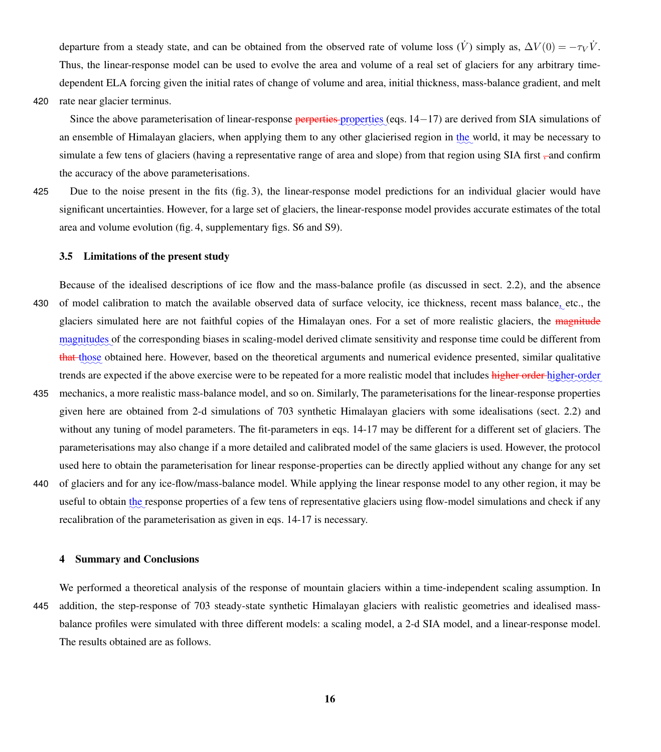departure from a steady state, and can be obtained from the observed rate of volume loss ($\dot{V}$) simply as, $\Delta V(0) = -\tau_V \dot{V}$. Thus, the linear-response model can be used to evolve the area and volume of a real set of glaciers for any arbitrary time-dependent ELA forcing given the initial rates of change of volume and area, initial thickness, mass-balance gradient, and melt rate near glacier terminus.

Since the above parameterisation of linear-response ~~perperties~~ properties (eqs. 14−17) are derived from SIA simulations of an ensemble of Himalayan glaciers, when applying them to any other glacierised region in the world, it may be necessary to simulate a few tens of glaciers (having a representative range of area and slope) from that region using SIA first ~~,~~ and confirm the accuracy of the above parameterisations.

Due to the noise present in the fits (fig. 3), the linear-response model predictions for an individual glacier would have significant uncertainties. However, for a large set of glaciers, the linear-response model provides accurate estimates of the total area and volume evolution (fig. 4, supplementary figs. S6 and S9).

### 3.5 Limitations of the present study

Because of the idealised descriptions of ice flow and the mass-balance profile (as discussed in sect. 2.2), and the absence of model calibration to match the available observed data of surface velocity, ice thickness, recent mass balance, etc., the glaciers simulated here are not faithful copies of the Himalayan ones. For a set of more realistic glaciers, the ~~magnitude~~ magnitudes of the corresponding biases in scaling-model derived climate sensitivity and response time could be different from ~~that~~ those obtained here. However, based on the theoretical arguments and numerical evidence presented, similar qualitative trends are expected if the above exercise were to be repeated for a more realistic model that includes ~~higher order~~ higher-order mechanics, a more realistic mass-balance model, and so on. Similarly, The parameterisations for the linear-response properties given here are obtained from 2-d simulations of 703 synthetic Himalayan glaciers with some idealisations (sect. 2.2) and without any tuning of model parameters. The fit-parameters in eqs. 14-17 may be different for a different set of glaciers. The parameterisations may also change if a more detailed and calibrated model of the same glaciers is used. However, the protocol used here to obtain the parameterisation for linear response-properties can be directly applied without any change for any set of glaciers and for any ice-flow/mass-balance model. While applying the linear response model to any other region, it may be useful to obtain the response properties of a few tens of representative glaciers using flow-model simulations and check if any recalibration of the parameterisation as given in eqs. 14-17 is necessary.

## 4 Summary and Conclusions

We performed a theoretical analysis of the response of mountain glaciers within a time-independent scaling assumption. In addition, the step-response of 703 steady-state synthetic Himalayan glaciers with realistic geometries and idealised mass-balance profiles were simulated with three different models: a scaling model, a 2-d SIA model, and a linear-response model. The results obtained are as follows.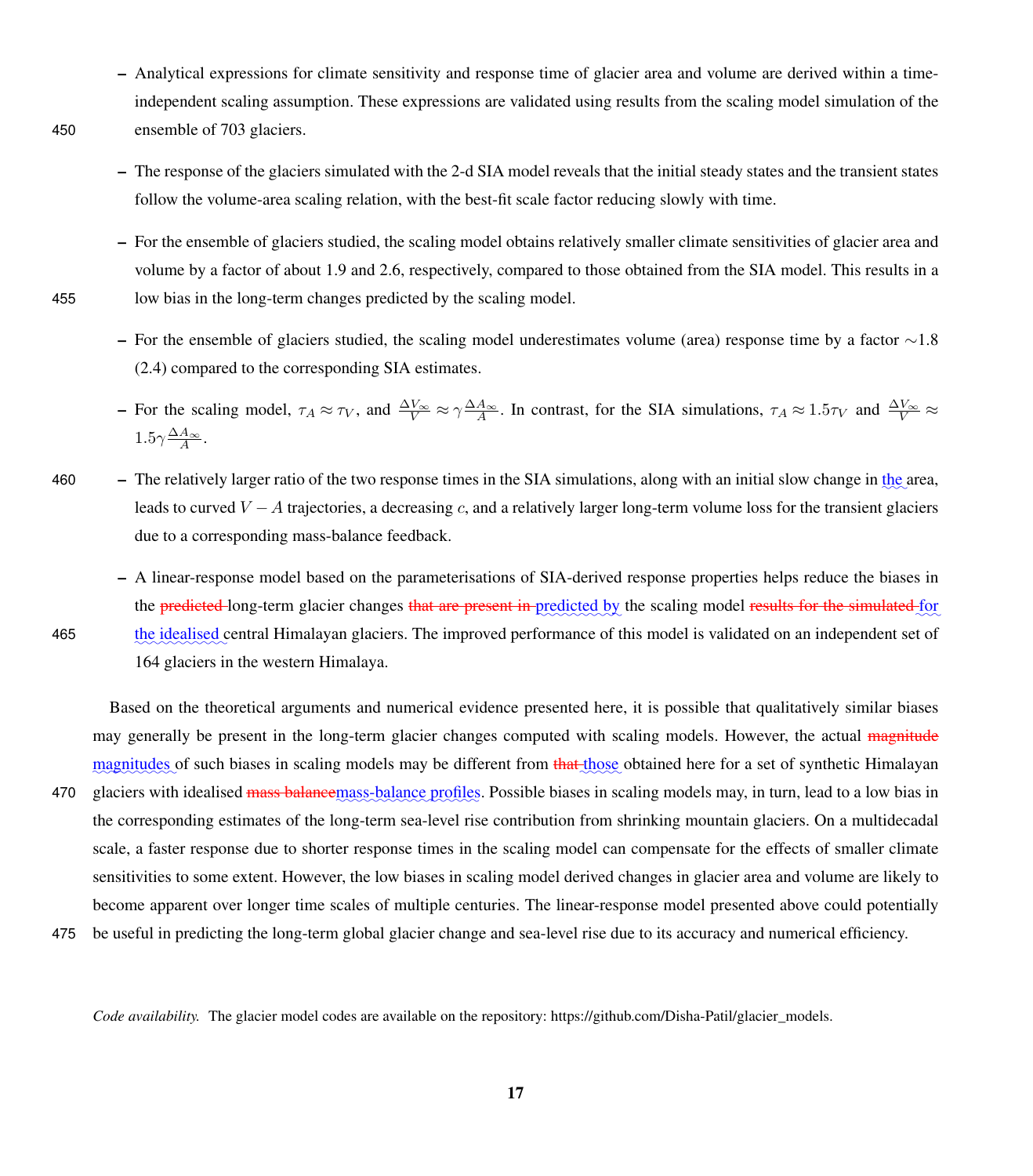- Analytical expressions for climate sensitivity and response time of glacier area and volume are derived within a time-independent scaling assumption. These expressions are validated using results from the scaling model simulation of the ensemble of 703 glaciers.

- The response of the glaciers simulated with the 2-d SIA model reveals that the initial steady states and the transient states follow the volume-area scaling relation, with the best-fit scale factor reducing slowly with time.

- For the ensemble of glaciers studied, the scaling model obtains relatively smaller climate sensitivities of glacier area and volume by a factor of about 1.9 and 2.6, respectively, compared to those obtained from the SIA model. This results in a low bias in the long-term changes predicted by the scaling model.

- For the ensemble of glaciers studied, the scaling model underestimates volume (area) response time by a factor $\sim$1.8 (2.4) compared to the corresponding SIA estimates.

- For the scaling model, $\tau_A \approx \tau_V$, and $\frac{\Delta V_\infty}{V} \approx \gamma \frac{\Delta A_\infty}{A}$. In contrast, for the SIA simulations, $\tau_A \approx 1.5\tau_V$ and $\frac{\Delta V_\infty}{V} \approx 1.5\gamma \frac{\Delta A_\infty}{A}$.

- The relatively larger ratio of the two response times in the SIA simulations, along with an initial slow change in the area, leads to curved $V - A$ trajectories, a decreasing $c$, and a relatively larger long-term volume loss for the transient glaciers due to a corresponding mass-balance feedback.

- A linear-response model based on the parameterisations of SIA-derived response properties helps reduce the biases in the ~~predicted~~ long-term glacier changes ~~that are present in~~ predicted by the scaling model ~~results for the simulated~~ for the idealised central Himalayan glaciers. The improved performance of this model is validated on an independent set of 164 glaciers in the western Himalaya.

Based on the theoretical arguments and numerical evidence presented here, it is possible that qualitatively similar biases may generally be present in the long-term glacier changes computed with scaling models. However, the actual ~~magnitude~~ magnitudes of such biases in scaling models may be different from ~~that~~ those obtained here for a set of synthetic Himalayan glaciers with idealised ~~mass balance~~mass-balance profiles. Possible biases in scaling models may, in turn, lead to a low bias in the corresponding estimates of the long-term sea-level rise contribution from shrinking mountain glaciers. On a multidecadal scale, a faster response due to shorter response times in the scaling model can compensate for the effects of smaller climate sensitivities to some extent. However, the low biases in scaling model derived changes in glacier area and volume are likely to become apparent over longer time scales of multiple centuries. The linear-response model presented above could potentially be useful in predicting the long-term global glacier change and sea-level rise due to its accuracy and numerical efficiency.

*Code availability.* The glacier model codes are available on the repository: https://github.com/Disha-Patil/glacier_models.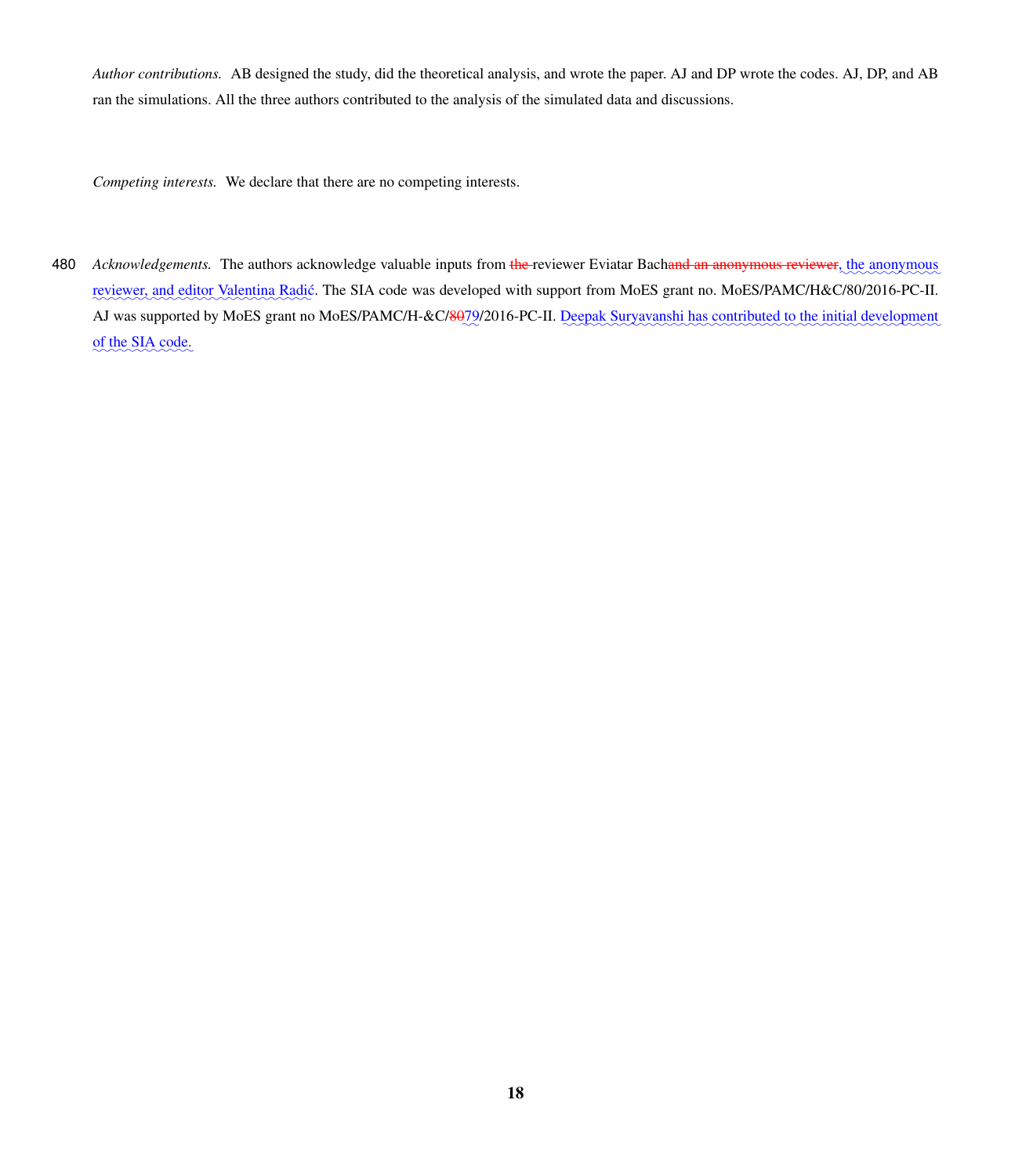*Author contributions.* AB designed the study, did the theoretical analysis, and wrote the paper. AJ and DP wrote the codes. AJ, DP, and AB ran the simulations. All the three authors contributed to the analysis of the simulated data and discussions.

*Competing interests.* We declare that there are no competing interests.

480 *Acknowledgements.* The authors acknowledge valuable inputs from ~~the~~ reviewer Eviatar Bach~~and an anonymous reviewer~~, the anonymous reviewer, and editor Valentina Radić. The SIA code was developed with support from MoES grant no. MoES/PAMC/H&C/80/2016-PC-II. AJ was supported by MoES grant no MoES/PAMC/H-&C/~~80~~79/2016-PC-II. Deepak Suryavanshi has contributed to the initial development of the SIA code.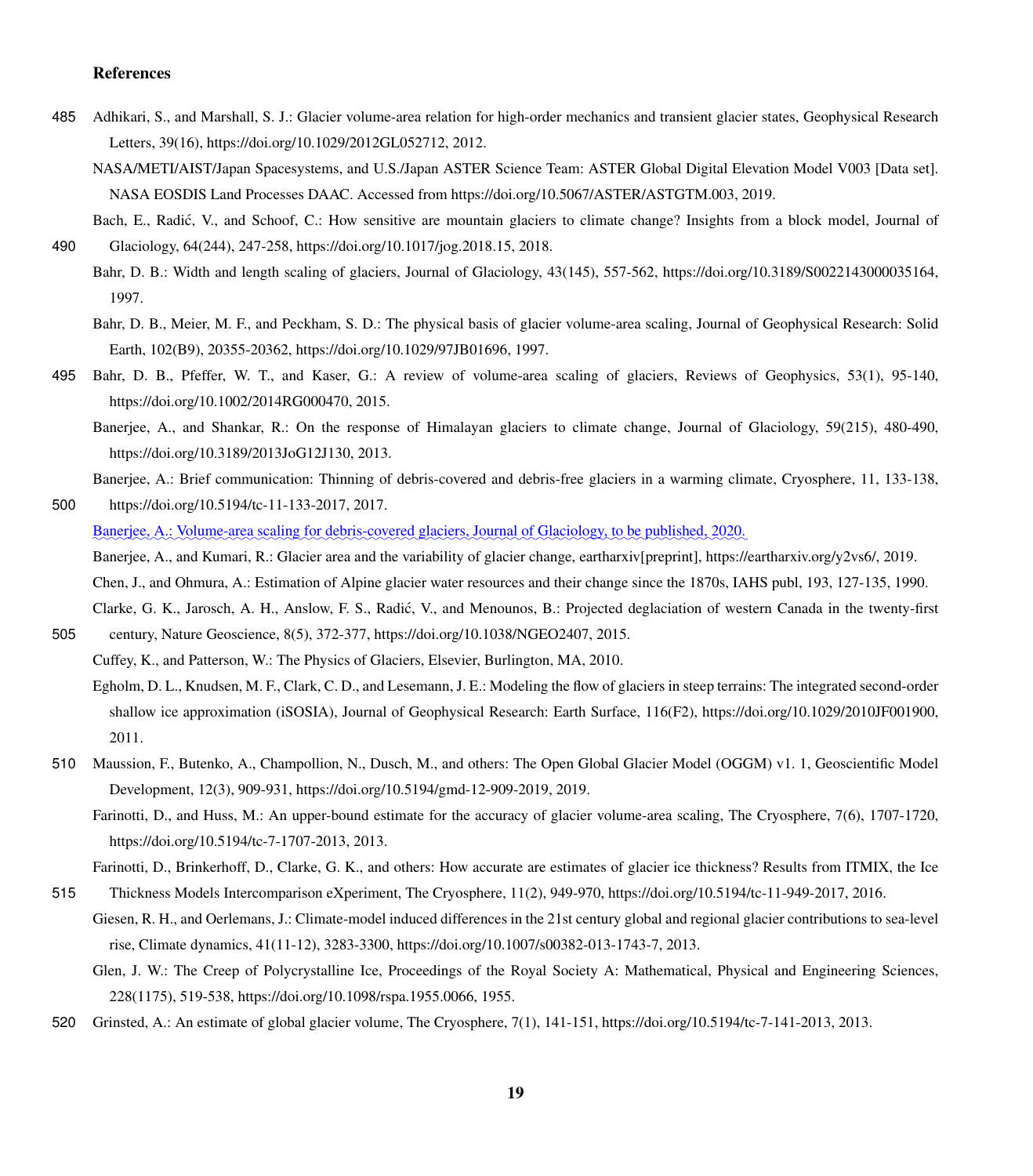## References

Adhikari, S., and Marshall, S. J.: Glacier volume-area relation for high-order mechanics and transient glacier states, Geophysical Research Letters, 39(16), https://doi.org/10.1029/2012GL052712, 2012.

NASA/METI/AIST/Japan Spacesystems, and U.S./Japan ASTER Science Team: ASTER Global Digital Elevation Model V003 [Data set]. NASA EOSDIS Land Processes DAAC. Accessed from https://doi.org/10.5067/ASTER/ASTGTM.003, 2019.

Bach, E., Radić, V., and Schoof, C.: How sensitive are mountain glaciers to climate change? Insights from a block model, Journal of Glaciology, 64(244), 247-258, https://doi.org/10.1017/jog.2018.15, 2018.

Bahr, D. B.: Width and length scaling of glaciers, Journal of Glaciology, 43(145), 557-562, https://doi.org/10.3189/S0022143000035164, 1997.

Bahr, D. B., Meier, M. F., and Peckham, S. D.: The physical basis of glacier volume-area scaling, Journal of Geophysical Research: Solid Earth, 102(B9), 20355-20362, https://doi.org/10.1029/97JB01696, 1997.

Bahr, D. B., Pfeffer, W. T., and Kaser, G.: A review of volume-area scaling of glaciers, Reviews of Geophysics, 53(1), 95-140, https://doi.org/10.1002/2014RG000470, 2015.

Banerjee, A., and Shankar, R.: On the response of Himalayan glaciers to climate change, Journal of Glaciology, 59(215), 480-490, https://doi.org/10.3189/2013JoG12J130, 2013.

Banerjee, A.: Brief communication: Thinning of debris-covered and debris-free glaciers in a warming climate, Cryosphere, 11, 133-138, https://doi.org/10.5194/tc-11-133-2017, 2017.

Banerjee, A.: Volume-area scaling for debris-covered glaciers, Journal of Glaciology, to be published, 2020.

Banerjee, A., and Kumari, R.: Glacier area and the variability of glacier change, eartharxiv[preprint], https://eartharxiv.org/y2vs6/, 2019.

Chen, J., and Ohmura, A.: Estimation of Alpine glacier water resources and their change since the 1870s, IAHS publ, 193, 127-135, 1990.

Clarke, G. K., Jarosch, A. H., Anslow, F. S., Radić, V., and Menounos, B.: Projected deglaciation of western Canada in the twenty-first century, Nature Geoscience, 8(5), 372-377, https://doi.org/10.1038/NGEO2407, 2015.

Cuffey, K., and Patterson, W.: The Physics of Glaciers, Elsevier, Burlington, MA, 2010.

Egholm, D. L., Knudsen, M. F., Clark, C. D., and Lesemann, J. E.: Modeling the flow of glaciers in steep terrains: The integrated second-order shallow ice approximation (iSOSIA), Journal of Geophysical Research: Earth Surface, 116(F2), https://doi.org/10.1029/2010JF001900, 2011.

Maussion, F., Butenko, A., Champollion, N., Dusch, M., and others: The Open Global Glacier Model (OGGM) v1. 1, Geoscientific Model Development, 12(3), 909-931, https://doi.org/10.5194/gmd-12-909-2019, 2019.

Farinotti, D., and Huss, M.: An upper-bound estimate for the accuracy of glacier volume-area scaling, The Cryosphere, 7(6), 1707-1720, https://doi.org/10.5194/tc-7-1707-2013, 2013.

Farinotti, D., Brinkerhoff, D., Clarke, G. K., and others: How accurate are estimates of glacier ice thickness? Results from ITMIX, the Ice Thickness Models Intercomparison eXperiment, The Cryosphere, 11(2), 949-970, https://doi.org/10.5194/tc-11-949-2017, 2016.

Giesen, R. H., and Oerlemans, J.: Climate-model induced differences in the 21st century global and regional glacier contributions to sea-level rise, Climate dynamics, 41(11-12), 3283-3300, https://doi.org/10.1007/s00382-013-1743-7, 2013.

Glen, J. W.: The Creep of Polycrystalline Ice, Proceedings of the Royal Society A: Mathematical, Physical and Engineering Sciences, 228(1175), 519-538, https://doi.org/10.1098/rspa.1955.0066, 1955.

Grinsted, A.: An estimate of global glacier volume, The Cryosphere, 7(1), 141-151, https://doi.org/10.5194/tc-7-141-2013, 2013.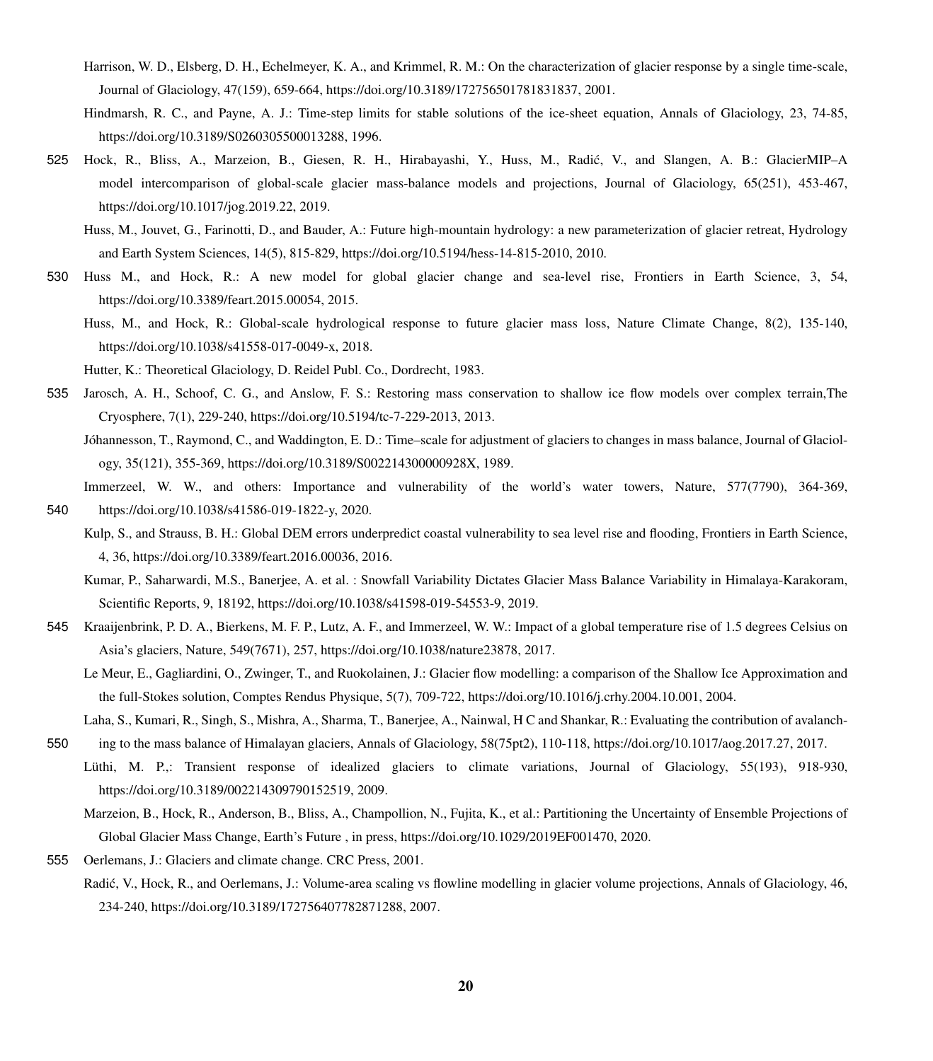Harrison, W. D., Elsberg, D. H., Echelmeyer, K. A., and Krimmel, R. M.: On the characterization of glacier response by a single time-scale, Journal of Glaciology, 47(159), 659-664, https://doi.org/10.3189/172756501781831837, 2001.

Hindmarsh, R. C., and Payne, A. J.: Time-step limits for stable solutions of the ice-sheet equation, Annals of Glaciology, 23, 74-85, https://doi.org/10.3189/S0260305500013288, 1996.

Hock, R., Bliss, A., Marzeion, B., Giesen, R. H., Hirabayashi, Y., Huss, M., Radić, V., and Slangen, A. B.: GlacierMIP–A model intercomparison of global-scale glacier mass-balance models and projections, Journal of Glaciology, 65(251), 453-467, https://doi.org/10.1017/jog.2019.22, 2019.

Huss, M., Jouvet, G., Farinotti, D., and Bauder, A.: Future high-mountain hydrology: a new parameterization of glacier retreat, Hydrology and Earth System Sciences, 14(5), 815-829, https://doi.org/10.5194/hess-14-815-2010, 2010.

Huss M., and Hock, R.: A new model for global glacier change and sea-level rise, Frontiers in Earth Science, 3, 54, https://doi.org/10.3389/feart.2015.00054, 2015.

Huss, M., and Hock, R.: Global-scale hydrological response to future glacier mass loss, Nature Climate Change, 8(2), 135-140, https://doi.org/10.1038/s41558-017-0049-x, 2018.

Hutter, K.: Theoretical Glaciology, D. Reidel Publ. Co., Dordrecht, 1983.

Jarosch, A. H., Schoof, C. G., and Anslow, F. S.: Restoring mass conservation to shallow ice flow models over complex terrain,The Cryosphere, 7(1), 229-240, https://doi.org/10.5194/tc-7-229-2013, 2013.

Jóhannesson, T., Raymond, C., and Waddington, E. D.: Time–scale for adjustment of glaciers to changes in mass balance, Journal of Glaciology, 35(121), 355-369, https://doi.org/10.3189/S002214300000928X, 1989.

Immerzeel, W. W., and others: Importance and vulnerability of the world's water towers, Nature, 577(7790), 364-369, https://doi.org/10.1038/s41586-019-1822-y, 2020.

Kulp, S., and Strauss, B. H.: Global DEM errors underpredict coastal vulnerability to sea level rise and flooding, Frontiers in Earth Science, 4, 36, https://doi.org/10.3389/feart.2016.00036, 2016.

Kumar, P., Saharwardi, M.S., Banerjee, A. et al. : Snowfall Variability Dictates Glacier Mass Balance Variability in Himalaya-Karakoram, Scientific Reports, 9, 18192, https://doi.org/10.1038/s41598-019-54553-9, 2019.

Kraaijenbrink, P. D. A., Bierkens, M. F. P., Lutz, A. F., and Immerzeel, W. W.: Impact of a global temperature rise of 1.5 degrees Celsius on Asia's glaciers, Nature, 549(7671), 257, https://doi.org/10.1038/nature23878, 2017.

Le Meur, E., Gagliardini, O., Zwinger, T., and Ruokolainen, J.: Glacier flow modelling: a comparison of the Shallow Ice Approximation and the full-Stokes solution, Comptes Rendus Physique, 5(7), 709-722, https://doi.org/10.1016/j.crhy.2004.10.001, 2004.

Laha, S., Kumari, R., Singh, S., Mishra, A., Sharma, T., Banerjee, A., Nainwal, H C and Shankar, R.: Evaluating the contribution of avalanching to the mass balance of Himalayan glaciers, Annals of Glaciology, 58(75pt2), 110-118, https://doi.org/10.1017/aog.2017.27, 2017.

Lüthi, M. P.,: Transient response of idealized glaciers to climate variations, Journal of Glaciology, 55(193), 918-930, https://doi.org/10.3189/002214309790152519, 2009.

Marzeion, B., Hock, R., Anderson, B., Bliss, A., Champollion, N., Fujita, K., et al.: Partitioning the Uncertainty of Ensemble Projections of Global Glacier Mass Change, Earth's Future , in press, https://doi.org/10.1029/2019EF001470, 2020.

Oerlemans, J.: Glaciers and climate change. CRC Press, 2001.

Radić, V., Hock, R., and Oerlemans, J.: Volume-area scaling vs flowline modelling in glacier volume projections, Annals of Glaciology, 46, 234-240, https://doi.org/10.3189/172756407782871288, 2007.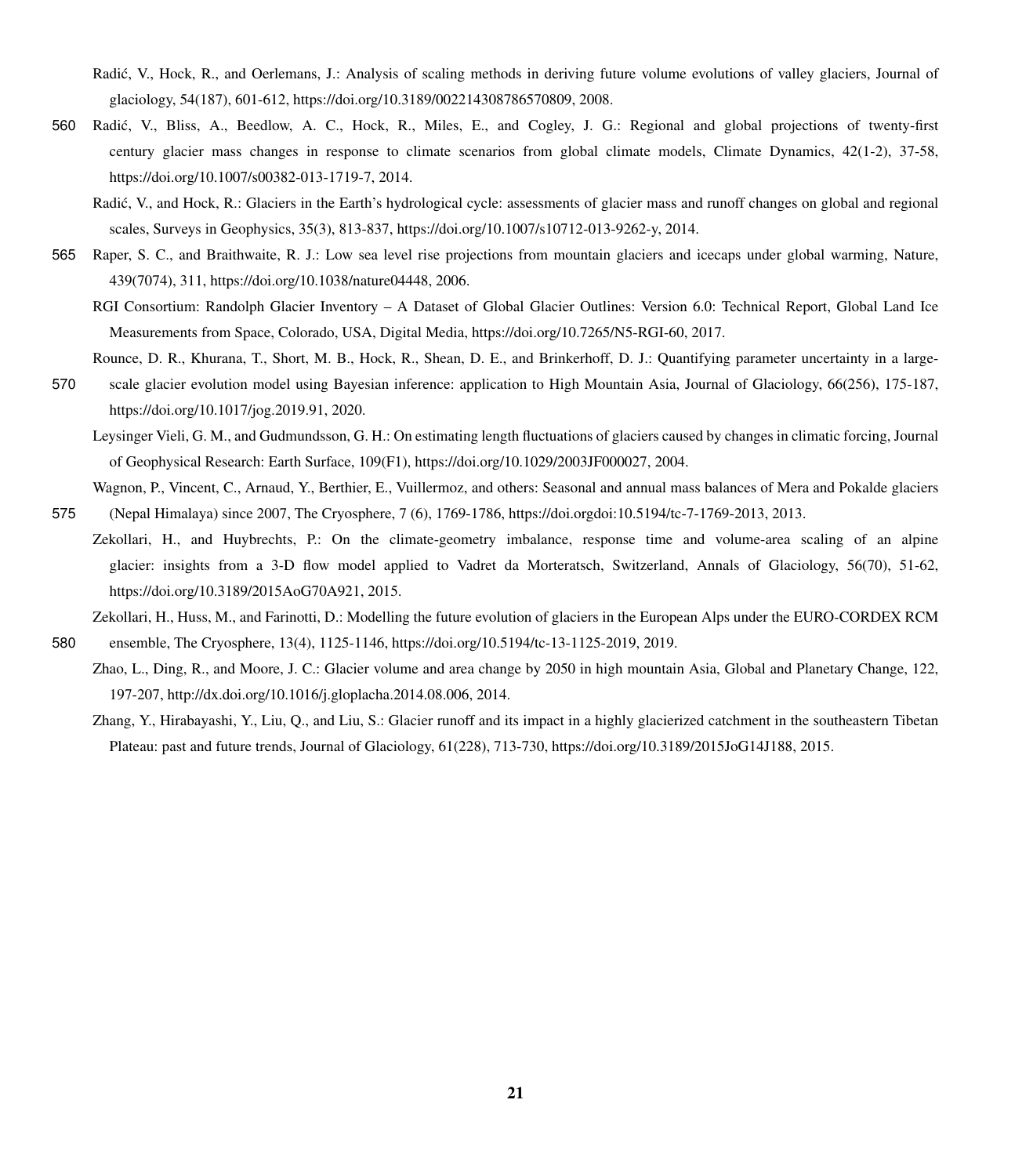Radić, V., Hock, R., and Oerlemans, J.: Analysis of scaling methods in deriving future volume evolutions of valley glaciers, Journal of glaciology, 54(187), 601-612, https://doi.org/10.3189/002214308786570809, 2008.

Radić, V., Bliss, A., Beedlow, A. C., Hock, R., Miles, E., and Cogley, J. G.: Regional and global projections of twenty-first century glacier mass changes in response to climate scenarios from global climate models, Climate Dynamics, 42(1-2), 37-58, https://doi.org/10.1007/s00382-013-1719-7, 2014.

Radić, V., and Hock, R.: Glaciers in the Earth's hydrological cycle: assessments of glacier mass and runoff changes on global and regional scales, Surveys in Geophysics, 35(3), 813-837, https://doi.org/10.1007/s10712-013-9262-y, 2014.

Raper, S. C., and Braithwaite, R. J.: Low sea level rise projections from mountain glaciers and icecaps under global warming, Nature, 439(7074), 311, https://doi.org/10.1038/nature04448, 2006.

RGI Consortium: Randolph Glacier Inventory – A Dataset of Global Glacier Outlines: Version 6.0: Technical Report, Global Land Ice Measurements from Space, Colorado, USA, Digital Media, https://doi.org/10.7265/N5-RGI-60, 2017.

Rounce, D. R., Khurana, T., Short, M. B., Hock, R., Shean, D. E., and Brinkerhoff, D. J.: Quantifying parameter uncertainty in a large-scale glacier evolution model using Bayesian inference: application to High Mountain Asia, Journal of Glaciology, 66(256), 175-187, https://doi.org/10.1017/jog.2019.91, 2020.

Leysinger Vieli, G. M., and Gudmundsson, G. H.: On estimating length fluctuations of glaciers caused by changes in climatic forcing, Journal of Geophysical Research: Earth Surface, 109(F1), https://doi.org/10.1029/2003JF000027, 2004.

Wagnon, P., Vincent, C., Arnaud, Y., Berthier, E., Vuillermoz, and others: Seasonal and annual mass balances of Mera and Pokalde glaciers (Nepal Himalaya) since 2007, The Cryosphere, 7 (6), 1769-1786, https://doi.orgdoi:10.5194/tc-7-1769-2013, 2013.

Zekollari, H., and Huybrechts, P.: On the climate-geometry imbalance, response time and volume-area scaling of an alpine glacier: insights from a 3-D flow model applied to Vadret da Morteratsch, Switzerland, Annals of Glaciology, 56(70), 51-62, https://doi.org/10.3189/2015AoG70A921, 2015.

Zekollari, H., Huss, M., and Farinotti, D.: Modelling the future evolution of glaciers in the European Alps under the EURO-CORDEX RCM ensemble, The Cryosphere, 13(4), 1125-1146, https://doi.org/10.5194/tc-13-1125-2019, 2019.

Zhao, L., Ding, R., and Moore, J. C.: Glacier volume and area change by 2050 in high mountain Asia, Global and Planetary Change, 122, 197-207, http://dx.doi.org/10.1016/j.gloplacha.2014.08.006, 2014.

Zhang, Y., Hirabayashi, Y., Liu, Q., and Liu, S.: Glacier runoff and its impact in a highly glacierized catchment in the southeastern Tibetan Plateau: past and future trends, Journal of Glaciology, 61(228), 713-730, https://doi.org/10.3189/2015JoG14J188, 2015.